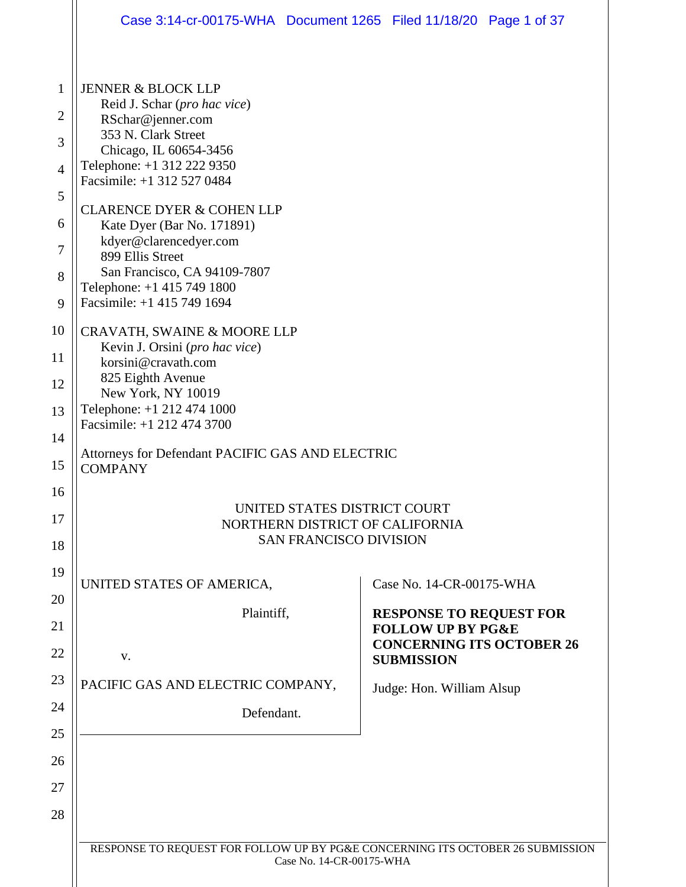JENNER & BLOCK LLP
Reid J. Schar (*pro hac vice*)
RSchar@jenner.com
353 N. Clark Street
Chicago, IL 60654-3456
Telephone: +1 312 222 9350
Facsimile: +1 312 527 0484

CLARENCE DYER & COHEN LLP
Kate Dyer (Bar No. 171891)
kdyer@clarencedyer.com
899 Ellis Street
San Francisco, CA 94109-7807
Telephone: +1 415 749 1800
Facsimile: +1 415 749 1694

CRAVATH, SWAINE & MOORE LLP
Kevin J. Orsini (*pro hac vice*)
korsini@cravath.com
825 Eighth Avenue
New York, NY 10019
Telephone: +1 212 474 1000
Facsimile: +1 212 474 3700

Attorneys for Defendant PACIFIC GAS AND ELECTRIC COMPANY

UNITED STATES DISTRICT COURT
NORTHERN DISTRICT OF CALIFORNIA
SAN FRANCISCO DIVISION

UNITED STATES OF AMERICA,

Plaintiff,

v.

PACIFIC GAS AND ELECTRIC COMPANY,

Defendant.

Case No. 14-CR-00175-WHA

**RESPONSE TO REQUEST FOR FOLLOW UP BY PG&E CONCERNING ITS OCTOBER 26 SUBMISSION**

Judge: Hon. William Alsup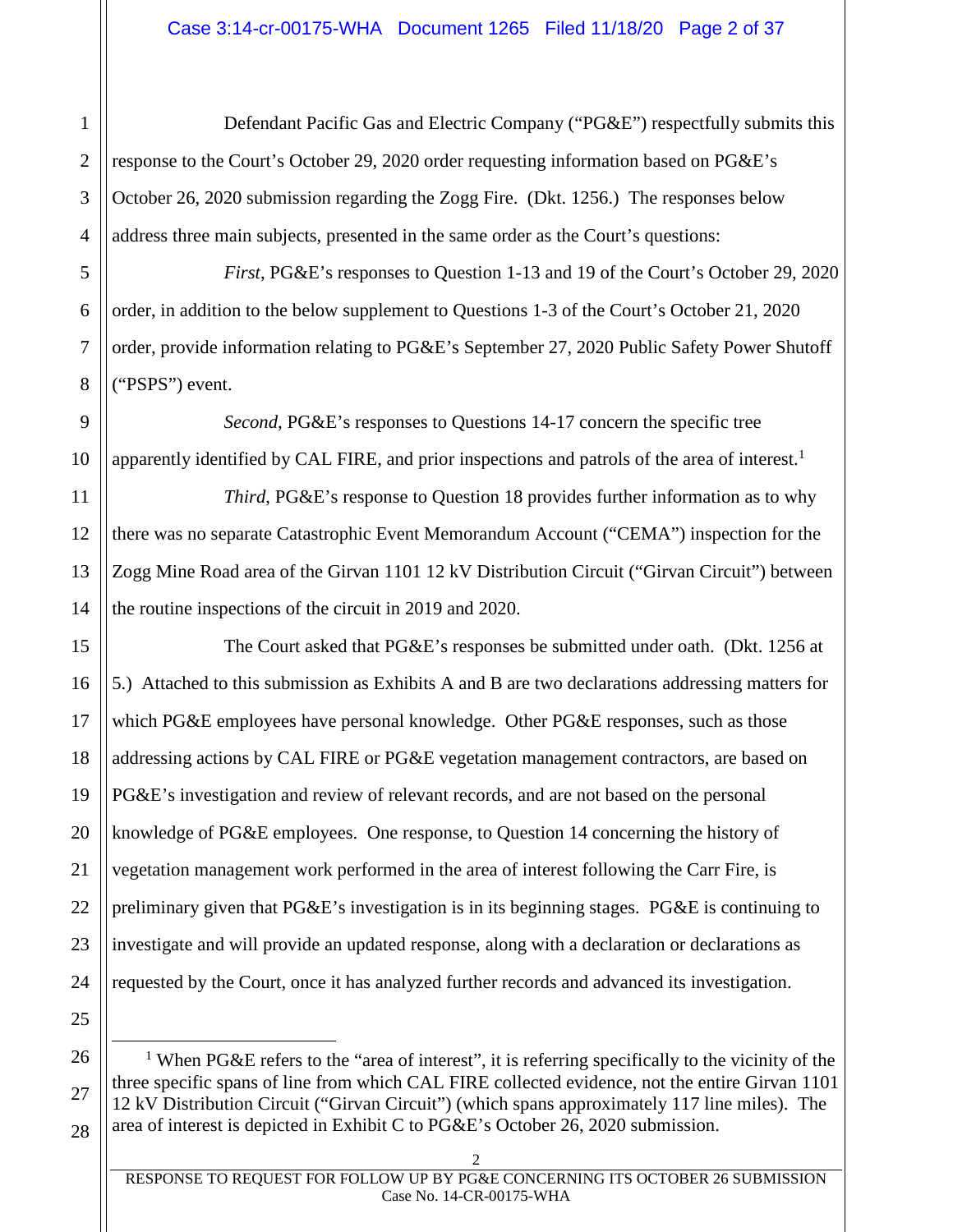Defendant Pacific Gas and Electric Company ("PG&E") respectfully submits this response to the Court's October 29, 2020 order requesting information based on PG&E's October 26, 2020 submission regarding the Zogg Fire. (Dkt. 1256.) The responses below address three main subjects, presented in the same order as the Court's questions:

*First*, PG&E's responses to Question 1-13 and 19 of the Court's October 29, 2020 order, in addition to the below supplement to Questions 1-3 of the Court's October 21, 2020 order, provide information relating to PG&E's September 27, 2020 Public Safety Power Shutoff ("PSPS") event.

*Second*, PG&E's responses to Questions 14-17 concern the specific tree apparently identified by CAL FIRE, and prior inspections and patrols of the area of interest.[1]

*Third*, PG&E's response to Question 18 provides further information as to why there was no separate Catastrophic Event Memorandum Account ("CEMA") inspection for the Zogg Mine Road area of the Girvan 1101 12 kV Distribution Circuit ("Girvan Circuit") between the routine inspections of the circuit in 2019 and 2020.

The Court asked that PG&E's responses be submitted under oath. (Dkt. 1256 at 5.) Attached to this submission as Exhibits A and B are two declarations addressing matters for which PG&E employees have personal knowledge. Other PG&E responses, such as those addressing actions by CAL FIRE or PG&E vegetation management contractors, are based on PG&E's investigation and review of relevant records, and are not based on the personal knowledge of PG&E employees. One response, to Question 14 concerning the history of vegetation management work performed in the area of interest following the Carr Fire, is preliminary given that PG&E's investigation is in its beginning stages. PG&E is continuing to investigate and will provide an updated response, along with a declaration or declarations as requested by the Court, once it has analyzed further records and advanced its investigation.

---

[1] When PG&E refers to the "area of interest", it is referring specifically to the vicinity of the three specific spans of line from which CAL FIRE collected evidence, not the entire Girvan 1101 12 kV Distribution Circuit ("Girvan Circuit") (which spans approximately 117 line miles). The area of interest is depicted in Exhibit C to PG&E's October 26, 2020 submission.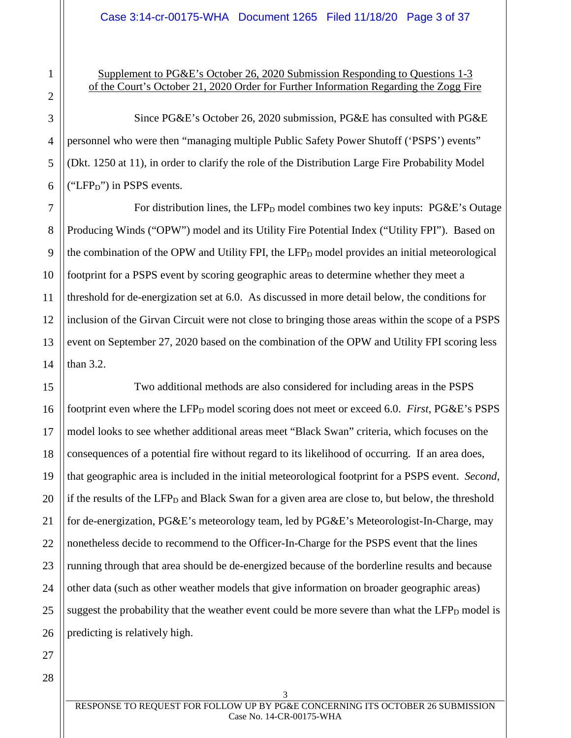Supplement to PG&E's October 26, 2020 Submission Responding to Questions 1-3 of the Court's October 21, 2020 Order for Further Information Regarding the Zogg Fire

Since PG&E's October 26, 2020 submission, PG&E has consulted with PG&E personnel who were then "managing multiple Public Safety Power Shutoff ('PSPS') events" (Dkt. 1250 at 11), in order to clarify the role of the Distribution Large Fire Probability Model ("$LFP_D$") in PSPS events.

For distribution lines, the $LFP_D$ model combines two key inputs: PG&E's Outage Producing Winds ("OPW") model and its Utility Fire Potential Index ("Utility FPI"). Based on the combination of the OPW and Utility FPI, the $LFP_D$ model provides an initial meteorological footprint for a PSPS event by scoring geographic areas to determine whether they meet a threshold for de-energization set at 6.0. As discussed in more detail below, the conditions for inclusion of the Girvan Circuit were not close to bringing those areas within the scope of a PSPS event on September 27, 2020 based on the combination of the OPW and Utility FPI scoring less than 3.2.

Two additional methods are also considered for including areas in the PSPS footprint even where the $LFP_D$ model scoring does not meet or exceed 6.0. *First*, PG&E's PSPS model looks to see whether additional areas meet "Black Swan" criteria, which focuses on the consequences of a potential fire without regard to its likelihood of occurring. If an area does, that geographic area is included in the initial meteorological footprint for a PSPS event. *Second*, if the results of the $LFP_D$ and Black Swan for a given area are close to, but below, the threshold for de-energization, PG&E's meteorology team, led by PG&E's Meteorologist-In-Charge, may nonetheless decide to recommend to the Officer-In-Charge for the PSPS event that the lines running through that area should be de-energized because of the borderline results and because other data (such as other weather models that give information on broader geographic areas) suggest the probability that the weather event could be more severe than what the $LFP_D$ model is predicting is relatively high.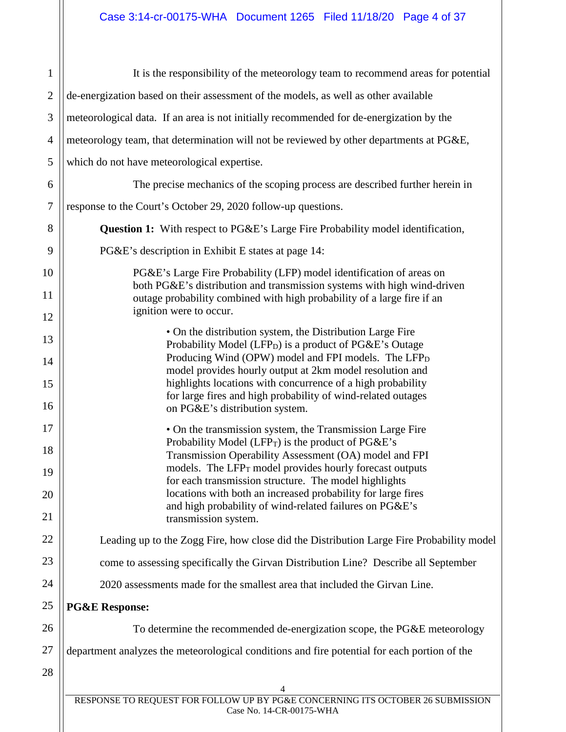It is the responsibility of the meteorology team to recommend areas for potential de-energization based on their assessment of the models, as well as other available meteorological data. If an area is not initially recommended for de-energization by the meteorology team, that determination will not be reviewed by other departments at PG&E, which do not have meteorological expertise.

The precise mechanics of the scoping process are described further herein in response to the Court's October 29, 2020 follow-up questions.

**Question 1:** With respect to PG&E's Large Fire Probability model identification, PG&E's description in Exhibit E states at page 14:

> PG&E's Large Fire Probability (LFP) model identification of areas on both PG&E's distribution and transmission systems with high wind-driven outage probability combined with high probability of a large fire if an ignition were to occur.
>
> - On the distribution system, the Distribution Large Fire Probability Model ($LFP_D$) is a product of PG&E's Outage Producing Wind (OPW) model and FPI models. The $LFP_D$ model provides hourly output at 2km model resolution and highlights locations with concurrence of a high probability for large fires and high probability of wind-related outages on PG&E's distribution system.
> - On the transmission system, the Transmission Large Fire Probability Model ($LFP_T$) is the product of PG&E's Transmission Operability Assessment (OA) model and FPI models. The $LFP_T$ model provides hourly forecast outputs for each transmission structure. The model highlights locations with both an increased probability for large fires and high probability of wind-related failures on PG&E's transmission system.

Leading up to the Zogg Fire, how close did the Distribution Large Fire Probability model come to assessing specifically the Girvan Distribution Line? Describe all September 2020 assessments made for the smallest area that included the Girvan Line.

**PG&E Response:**

To determine the recommended de-energization scope, the PG&E meteorology department analyzes the meteorological conditions and fire potential for each portion of the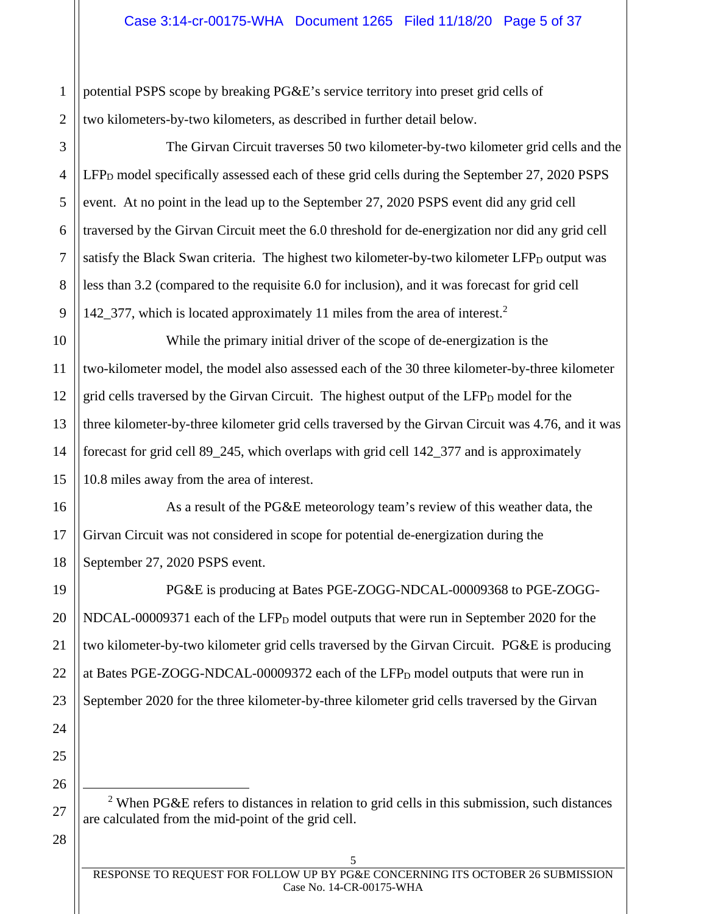potential PSPS scope by breaking PG&E's service territory into preset grid cells of two kilometers-by-two kilometers, as described in further detail below.

The Girvan Circuit traverses 50 two kilometer-by-two kilometer grid cells and the $LFP_D$ model specifically assessed each of these grid cells during the September 27, 2020 PSPS event. At no point in the lead up to the September 27, 2020 PSPS event did any grid cell traversed by the Girvan Circuit meet the 6.0 threshold for de-energization nor did any grid cell satisfy the Black Swan criteria. The highest two kilometer-by-two kilometer $LFP_D$ output was less than 3.2 (compared to the requisite 6.0 for inclusion), and it was forecast for grid cell 142_377, which is located approximately 11 miles from the area of interest.[2]

While the primary initial driver of the scope of de-energization is the two-kilometer model, the model also assessed each of the 30 three kilometer-by-three kilometer grid cells traversed by the Girvan Circuit. The highest output of the $LFP_D$ model for the three kilometer-by-three kilometer grid cells traversed by the Girvan Circuit was 4.76, and it was forecast for grid cell 89_245, which overlaps with grid cell 142_377 and is approximately 10.8 miles away from the area of interest.

As a result of the PG&E meteorology team's review of this weather data, the Girvan Circuit was not considered in scope for potential de-energization during the September 27, 2020 PSPS event.

PG&E is producing at Bates PGE-ZOGG-NDCAL-00009368 to PGE-ZOGG-NDCAL-00009371 each of the $LFP_D$ model outputs that were run in September 2020 for the two kilometer-by-two kilometer grid cells traversed by the Girvan Circuit. PG&E is producing at Bates PGE-ZOGG-NDCAL-00009372 each of the $LFP_D$ model outputs that were run in September 2020 for the three kilometer-by-three kilometer grid cells traversed by the Girvan

[2] When PG&E refers to distances in relation to grid cells in this submission, such distances are calculated from the mid-point of the grid cell.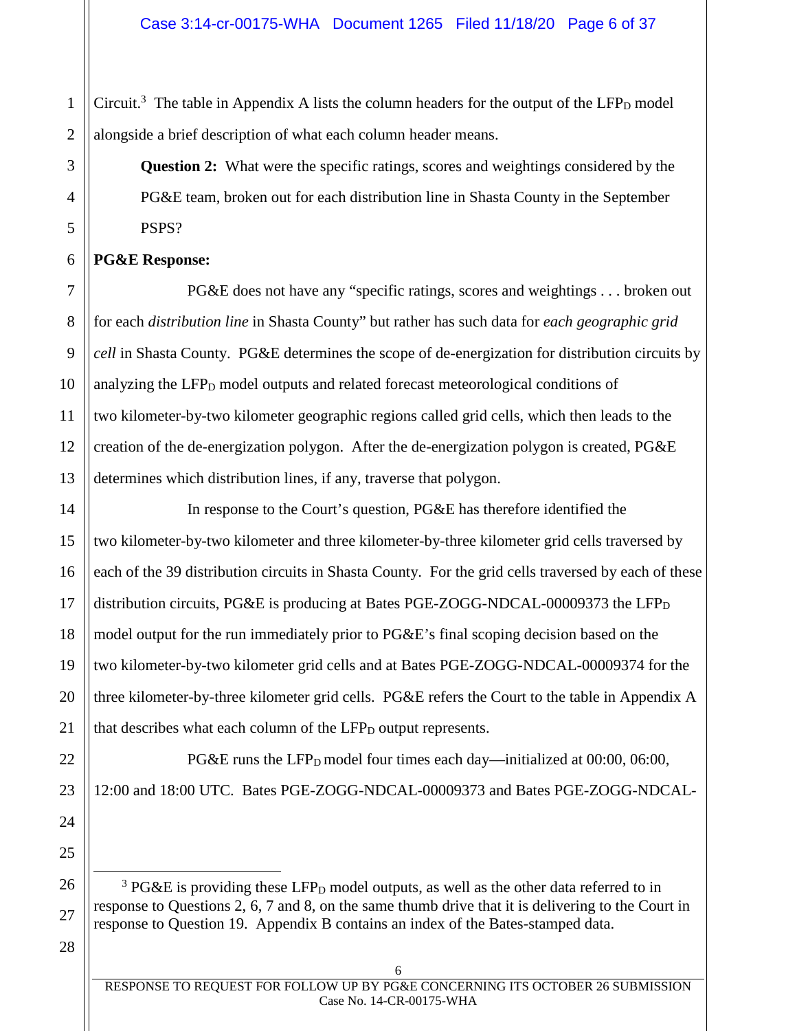Circuit.[3] The table in Appendix A lists the column headers for the output of the $LFP_D$ model alongside a brief description of what each column header means.

> **Question 2:** What were the specific ratings, scores and weightings considered by the PG&E team, broken out for each distribution line in Shasta County in the September PSPS?

**PG&E Response:**

PG&E does not have any "specific ratings, scores and weightings . . . broken out for each *distribution line* in Shasta County" but rather has such data for *each geographic grid cell* in Shasta County. PG&E determines the scope of de-energization for distribution circuits by analyzing the $LFP_D$ model outputs and related forecast meteorological conditions of two kilometer-by-two kilometer geographic regions called grid cells, which then leads to the creation of the de-energization polygon. After the de-energization polygon is created, PG&E determines which distribution lines, if any, traverse that polygon.

In response to the Court's question, PG&E has therefore identified the two kilometer-by-two kilometer and three kilometer-by-three kilometer grid cells traversed by each of the 39 distribution circuits in Shasta County. For the grid cells traversed by each of these distribution circuits, PG&E is producing at Bates PGE-ZOGG-NDCAL-00009373 the $LFP_D$ model output for the run immediately prior to PG&E's final scoping decision based on the two kilometer-by-two kilometer grid cells and at Bates PGE-ZOGG-NDCAL-00009374 for the three kilometer-by-three kilometer grid cells. PG&E refers the Court to the table in Appendix A that describes what each column of the $LFP_D$ output represents.

PG&E runs the $LFP_D$ model four times each day—initialized at 00:00, 06:00, 12:00 and 18:00 UTC. Bates PGE-ZOGG-NDCAL-00009373 and Bates PGE-ZOGG-NDCAL-

---

[3] PG&E is providing these $LFP_D$ model outputs, as well as the other data referred to in response to Questions 2, 6, 7 and 8, on the same thumb drive that it is delivering to the Court in response to Question 19. Appendix B contains an index of the Bates-stamped data.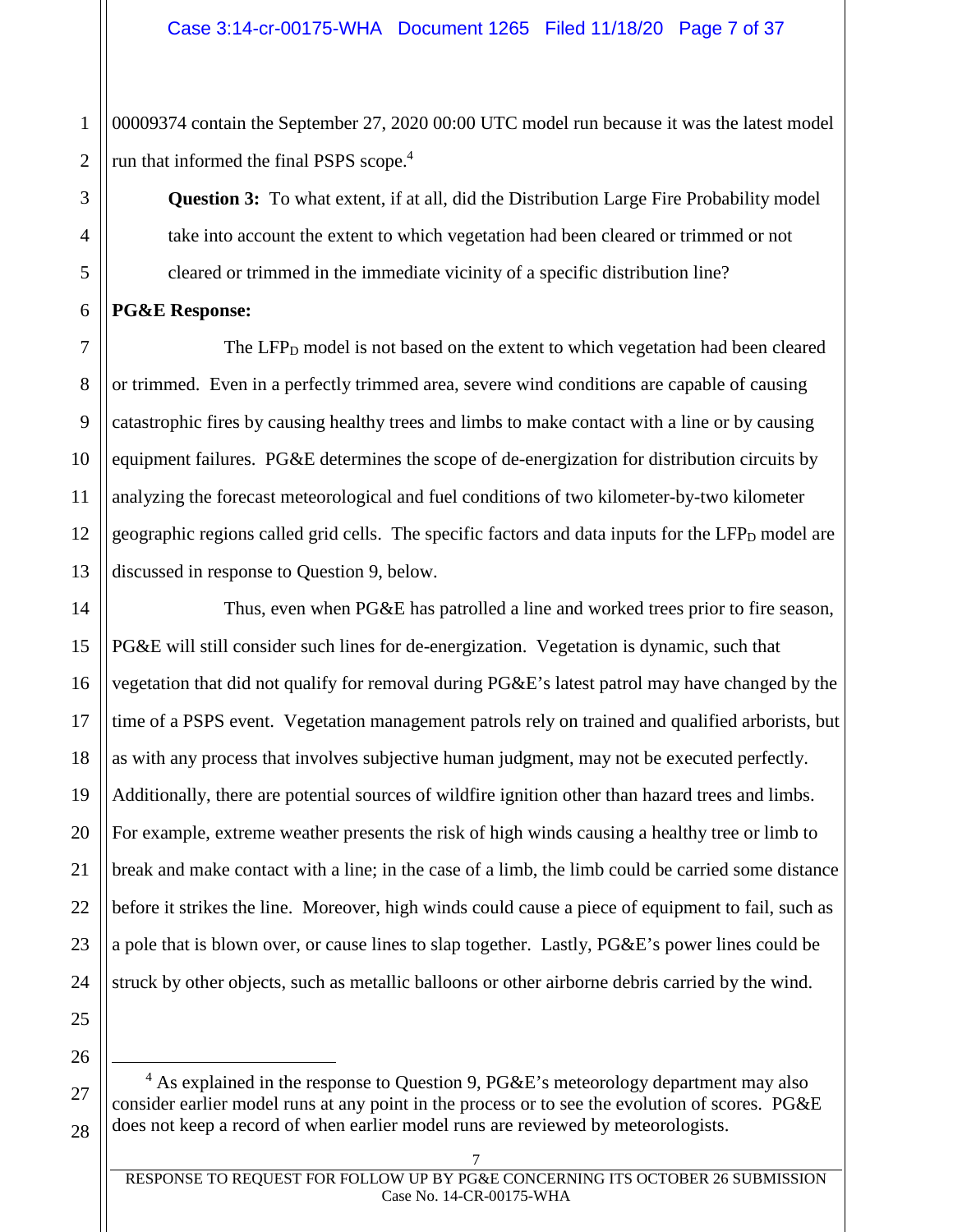00009374 contain the September 27, 2020 00:00 UTC model run because it was the latest model run that informed the final PSPS scope.[4]

> **Question 3:** To what extent, if at all, did the Distribution Large Fire Probability model take into account the extent to which vegetation had been cleared or trimmed or not cleared or trimmed in the immediate vicinity of a specific distribution line?

**PG&E Response:**

The $LFP_D$ model is not based on the extent to which vegetation had been cleared or trimmed. Even in a perfectly trimmed area, severe wind conditions are capable of causing catastrophic fires by causing healthy trees and limbs to make contact with a line or by causing equipment failures. PG&E determines the scope of de-energization for distribution circuits by analyzing the forecast meteorological and fuel conditions of two kilometer-by-two kilometer geographic regions called grid cells. The specific factors and data inputs for the $LFP_D$ model are discussed in response to Question 9, below.

Thus, even when PG&E has patrolled a line and worked trees prior to fire season, PG&E will still consider such lines for de-energization. Vegetation is dynamic, such that vegetation that did not qualify for removal during PG&E's latest patrol may have changed by the time of a PSPS event. Vegetation management patrols rely on trained and qualified arborists, but as with any process that involves subjective human judgment, may not be executed perfectly. Additionally, there are potential sources of wildfire ignition other than hazard trees and limbs. For example, extreme weather presents the risk of high winds causing a healthy tree or limb to break and make contact with a line; in the case of a limb, the limb could be carried some distance before it strikes the line. Moreover, high winds could cause a piece of equipment to fail, such as a pole that is blown over, or cause lines to slap together. Lastly, PG&E's power lines could be struck by other objects, such as metallic balloons or other airborne debris carried by the wind.

---

[4] As explained in the response to Question 9, PG&E's meteorology department may also consider earlier model runs at any point in the process or to see the evolution of scores. PG&E does not keep a record of when earlier model runs are reviewed by meteorologists.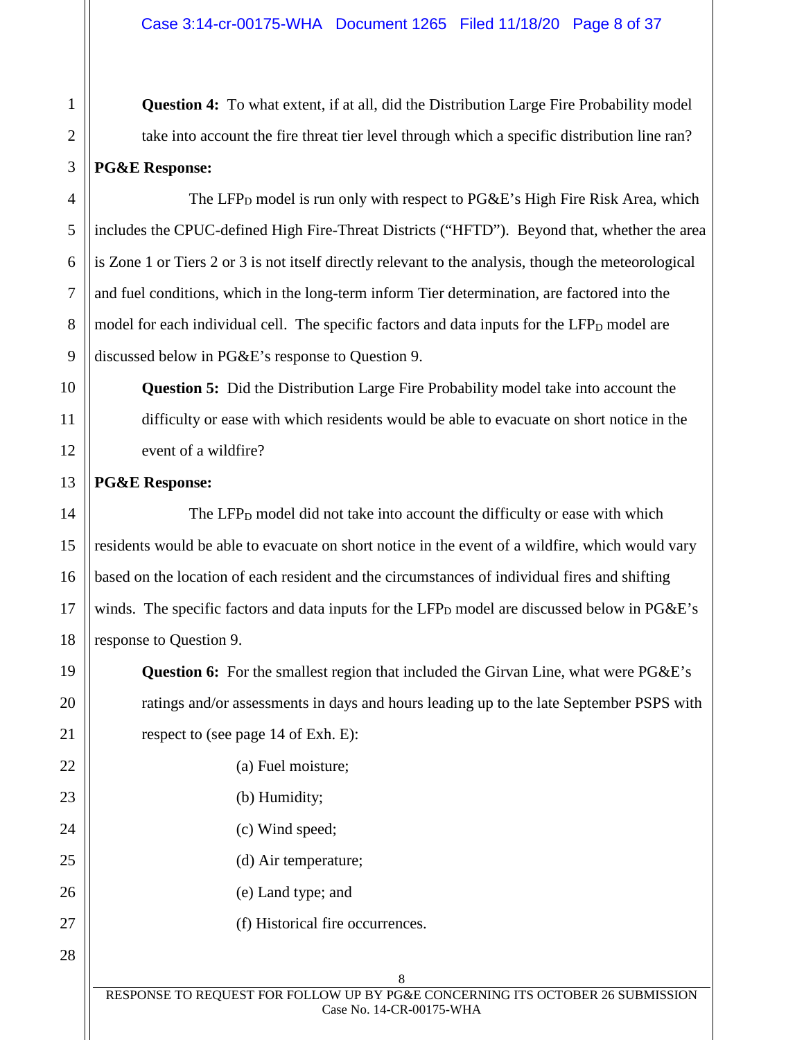**Question 4:** To what extent, if at all, did the Distribution Large Fire Probability model take into account the fire threat tier level through which a specific distribution line ran?

**PG&E Response:**

The $LFP_D$ model is run only with respect to PG&E's High Fire Risk Area, which includes the CPUC-defined High Fire-Threat Districts ("HFTD"). Beyond that, whether the area is Zone 1 or Tiers 2 or 3 is not itself directly relevant to the analysis, though the meteorological and fuel conditions, which in the long-term inform Tier determination, are factored into the model for each individual cell. The specific factors and data inputs for the $LFP_D$ model are discussed below in PG&E's response to Question 9.

**Question 5:** Did the Distribution Large Fire Probability model take into account the difficulty or ease with which residents would be able to evacuate on short notice in the event of a wildfire?

**PG&E Response:**

The $LFP_D$ model did not take into account the difficulty or ease with which residents would be able to evacuate on short notice in the event of a wildfire, which would vary based on the location of each resident and the circumstances of individual fires and shifting winds. The specific factors and data inputs for the $LFP_D$ model are discussed below in PG&E's response to Question 9.

**Question 6:** For the smallest region that included the Girvan Line, what were PG&E's ratings and/or assessments in days and hours leading up to the late September PSPS with respect to (see page 14 of Exh. E):

(a) Fuel moisture;

(b) Humidity;

(c) Wind speed;

(d) Air temperature;

(e) Land type; and

(f) Historical fire occurrences.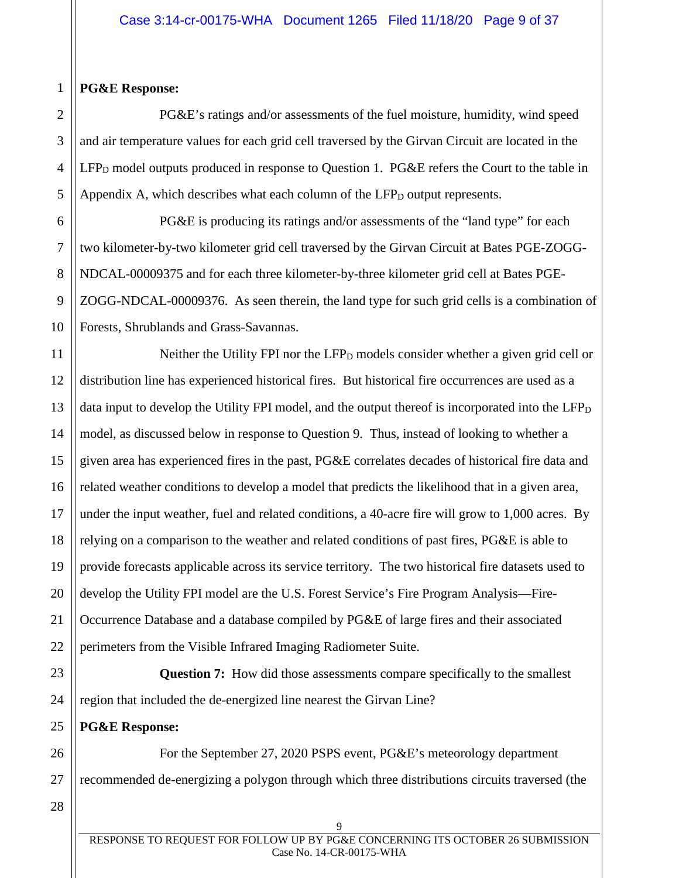**PG&E Response:**

PG&E's ratings and/or assessments of the fuel moisture, humidity, wind speed and air temperature values for each grid cell traversed by the Girvan Circuit are located in the $LFP_D$ model outputs produced in response to Question 1. PG&E refers the Court to the table in Appendix A, which describes what each column of the $LFP_D$ output represents.

PG&E is producing its ratings and/or assessments of the "land type" for each two kilometer-by-two kilometer grid cell traversed by the Girvan Circuit at Bates PGE-ZOGG-NDCAL-00009375 and for each three kilometer-by-three kilometer grid cell at Bates PGE-ZOGG-NDCAL-00009376. As seen therein, the land type for such grid cells is a combination of Forests, Shrublands and Grass-Savannas.

Neither the Utility FPI nor the $LFP_D$ models consider whether a given grid cell or distribution line has experienced historical fires. But historical fire occurrences are used as a data input to develop the Utility FPI model, and the output thereof is incorporated into the $LFP_D$ model, as discussed below in response to Question 9. Thus, instead of looking to whether a given area has experienced fires in the past, PG&E correlates decades of historical fire data and related weather conditions to develop a model that predicts the likelihood that in a given area, under the input weather, fuel and related conditions, a 40-acre fire will grow to 1,000 acres. By relying on a comparison to the weather and related conditions of past fires, PG&E is able to provide forecasts applicable across its service territory. The two historical fire datasets used to develop the Utility FPI model are the U.S. Forest Service's Fire Program Analysis—Fire-Occurrence Database and a database compiled by PG&E of large fires and their associated perimeters from the Visible Infrared Imaging Radiometer Suite.

**Question 7:** How did those assessments compare specifically to the smallest region that included the de-energized line nearest the Girvan Line?

**PG&E Response:**

For the September 27, 2020 PSPS event, PG&E's meteorology department recommended de-energizing a polygon through which three distributions circuits traversed (the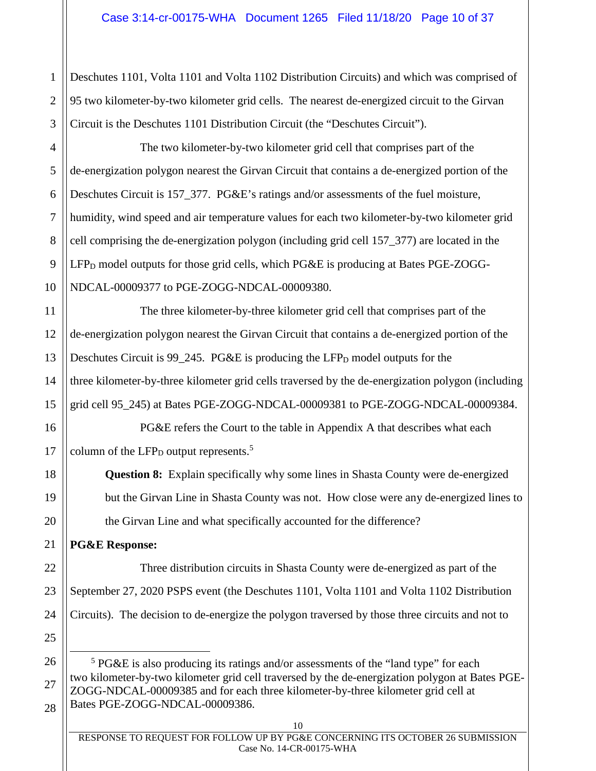Deschutes 1101, Volta 1101 and Volta 1102 Distribution Circuits) and which was comprised of 95 two kilometer-by-two kilometer grid cells. The nearest de-energized circuit to the Girvan Circuit is the Deschutes 1101 Distribution Circuit (the "Deschutes Circuit").

The two kilometer-by-two kilometer grid cell that comprises part of the de-energization polygon nearest the Girvan Circuit that contains a de-energized portion of the Deschutes Circuit is 157_377. PG&E's ratings and/or assessments of the fuel moisture, humidity, wind speed and air temperature values for each two kilometer-by-two kilometer grid cell comprising the de-energization polygon (including grid cell 157_377) are located in the $LFP_D$ model outputs for those grid cells, which PG&E is producing at Bates PGE-ZOGG-NDCAL-00009377 to PGE-ZOGG-NDCAL-00009380.

The three kilometer-by-three kilometer grid cell that comprises part of the de-energization polygon nearest the Girvan Circuit that contains a de-energized portion of the Deschutes Circuit is 99_245. PG&E is producing the $LFP_D$ model outputs for the three kilometer-by-three kilometer grid cells traversed by the de-energization polygon (including grid cell 95_245) at Bates PGE-ZOGG-NDCAL-00009381 to PGE-ZOGG-NDCAL-00009384.

PG&E refers the Court to the table in Appendix A that describes what each column of the $LFP_D$ output represents.[5]

**Question 8:** Explain specifically why some lines in Shasta County were de-energized but the Girvan Line in Shasta County was not. How close were any de-energized lines to the Girvan Line and what specifically accounted for the difference?

**PG&E Response:**

Three distribution circuits in Shasta County were de-energized as part of the September 27, 2020 PSPS event (the Deschutes 1101, Volta 1101 and Volta 1102 Distribution Circuits). The decision to de-energize the polygon traversed by those three circuits and not to

---

[5] PG&E is also producing its ratings and/or assessments of the "land type" for each two kilometer-by-two kilometer grid cell traversed by the de-energization polygon at Bates PGE-ZOGG-NDCAL-00009385 and for each three kilometer-by-three kilometer grid cell at Bates PGE-ZOGG-NDCAL-00009386.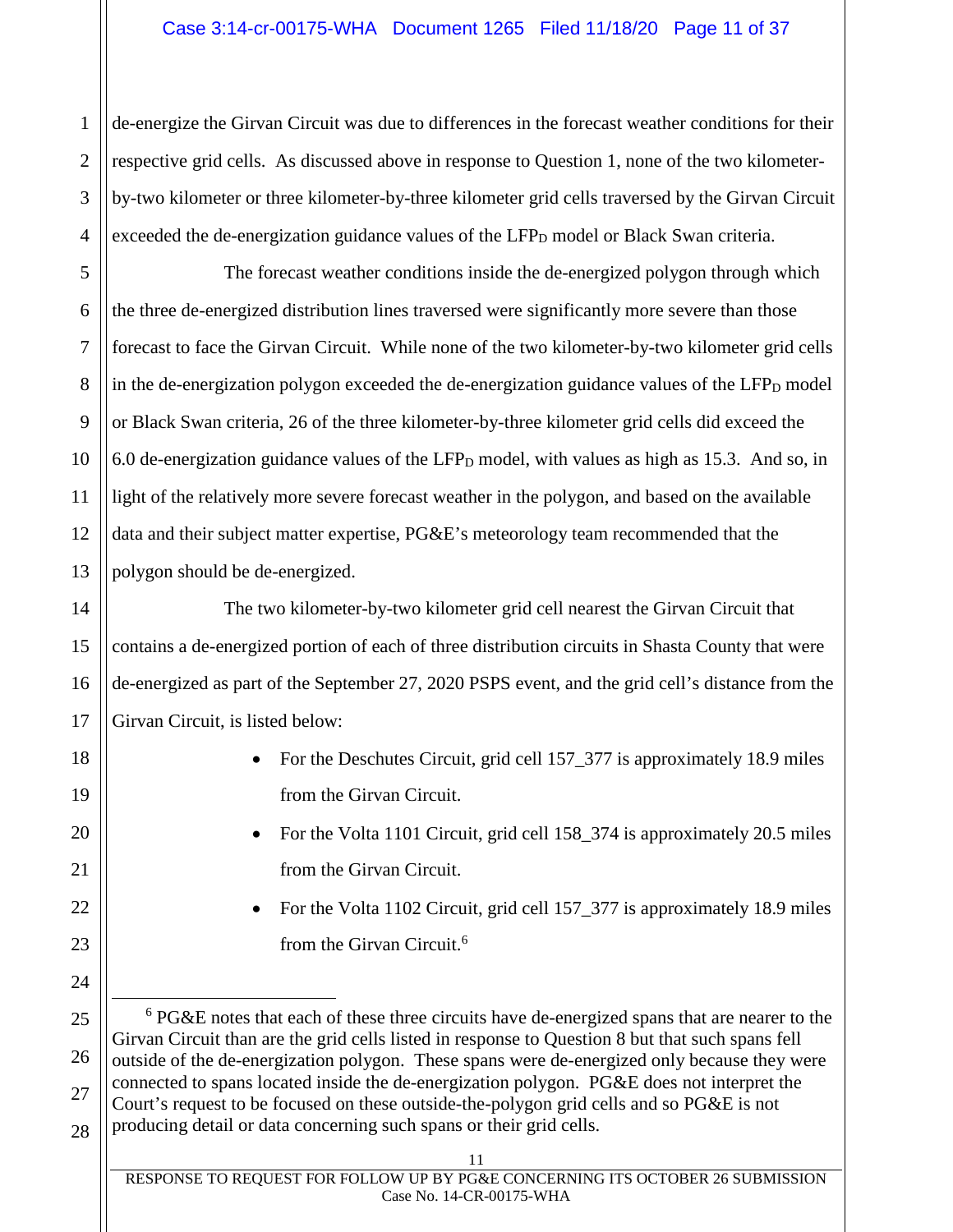de-energize the Girvan Circuit was due to differences in the forecast weather conditions for their respective grid cells. As discussed above in response to Question 1, none of the two kilometer-by-two kilometer or three kilometer-by-three kilometer grid cells traversed by the Girvan Circuit exceeded the de-energization guidance values of the $LFP_D$ model or Black Swan criteria.

The forecast weather conditions inside the de-energized polygon through which the three de-energized distribution lines traversed were significantly more severe than those forecast to face the Girvan Circuit. While none of the two kilometer-by-two kilometer grid cells in the de-energization polygon exceeded the de-energization guidance values of the $LFP_D$ model or Black Swan criteria, 26 of the three kilometer-by-three kilometer grid cells did exceed the 6.0 de-energization guidance values of the $LFP_D$ model, with values as high as 15.3. And so, in light of the relatively more severe forecast weather in the polygon, and based on the available data and their subject matter expertise, PG&E's meteorology team recommended that the polygon should be de-energized.

The two kilometer-by-two kilometer grid cell nearest the Girvan Circuit that contains a de-energized portion of each of three distribution circuits in Shasta County that were de-energized as part of the September 27, 2020 PSPS event, and the grid cell's distance from the Girvan Circuit, is listed below:

- For the Deschutes Circuit, grid cell 157_377 is approximately 18.9 miles from the Girvan Circuit.
- For the Volta 1101 Circuit, grid cell 158_374 is approximately 20.5 miles from the Girvan Circuit.
- For the Volta 1102 Circuit, grid cell 157_377 is approximately 18.9 miles from the Girvan Circuit.[6]

---

[6] PG&E notes that each of these three circuits have de-energized spans that are nearer to the Girvan Circuit than are the grid cells listed in response to Question 8 but that such spans fell outside of the de-energization polygon. These spans were de-energized only because they were connected to spans located inside the de-energization polygon. PG&E does not interpret the Court's request to be focused on these outside-the-polygon grid cells and so PG&E is not producing detail or data concerning such spans or their grid cells.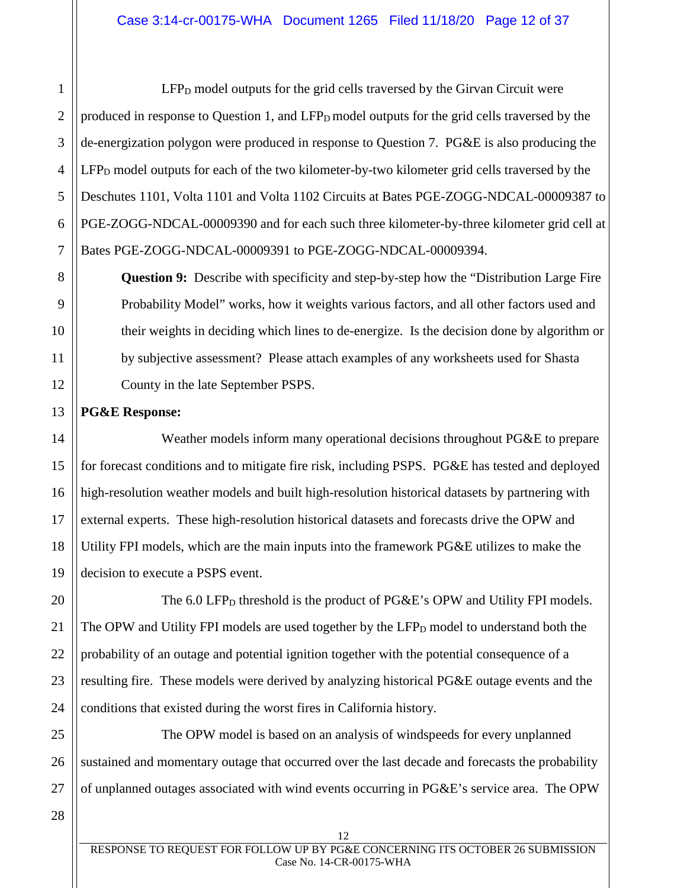$LFP_D$ model outputs for the grid cells traversed by the Girvan Circuit were produced in response to Question 1, and $LFP_D$ model outputs for the grid cells traversed by the de-energization polygon were produced in response to Question 7. PG&E is also producing the $LFP_D$ model outputs for each of the two kilometer-by-two kilometer grid cells traversed by the Deschutes 1101, Volta 1101 and Volta 1102 Circuits at Bates PGE-ZOGG-NDCAL-00009387 to PGE-ZOGG-NDCAL-00009390 and for each such three kilometer-by-three kilometer grid cell at Bates PGE-ZOGG-NDCAL-00009391 to PGE-ZOGG-NDCAL-00009394.

> **Question 9:** Describe with specificity and step-by-step how the "Distribution Large Fire Probability Model" works, how it weights various factors, and all other factors used and their weights in deciding which lines to de-energize. Is the decision done by algorithm or by subjective assessment? Please attach examples of any worksheets used for Shasta County in the late September PSPS.

**PG&E Response:**

Weather models inform many operational decisions throughout PG&E to prepare for forecast conditions and to mitigate fire risk, including PSPS. PG&E has tested and deployed high-resolution weather models and built high-resolution historical datasets by partnering with external experts. These high-resolution historical datasets and forecasts drive the OPW and Utility FPI models, which are the main inputs into the framework PG&E utilizes to make the decision to execute a PSPS event.

The 6.0 $LFP_D$ threshold is the product of PG&E's OPW and Utility FPI models. The OPW and Utility FPI models are used together by the $LFP_D$ model to understand both the probability of an outage and potential ignition together with the potential consequence of a resulting fire. These models were derived by analyzing historical PG&E outage events and the conditions that existed during the worst fires in California history.

The OPW model is based on an analysis of windspeeds for every unplanned sustained and momentary outage that occurred over the last decade and forecasts the probability of unplanned outages associated with wind events occurring in PG&E's service area. The OPW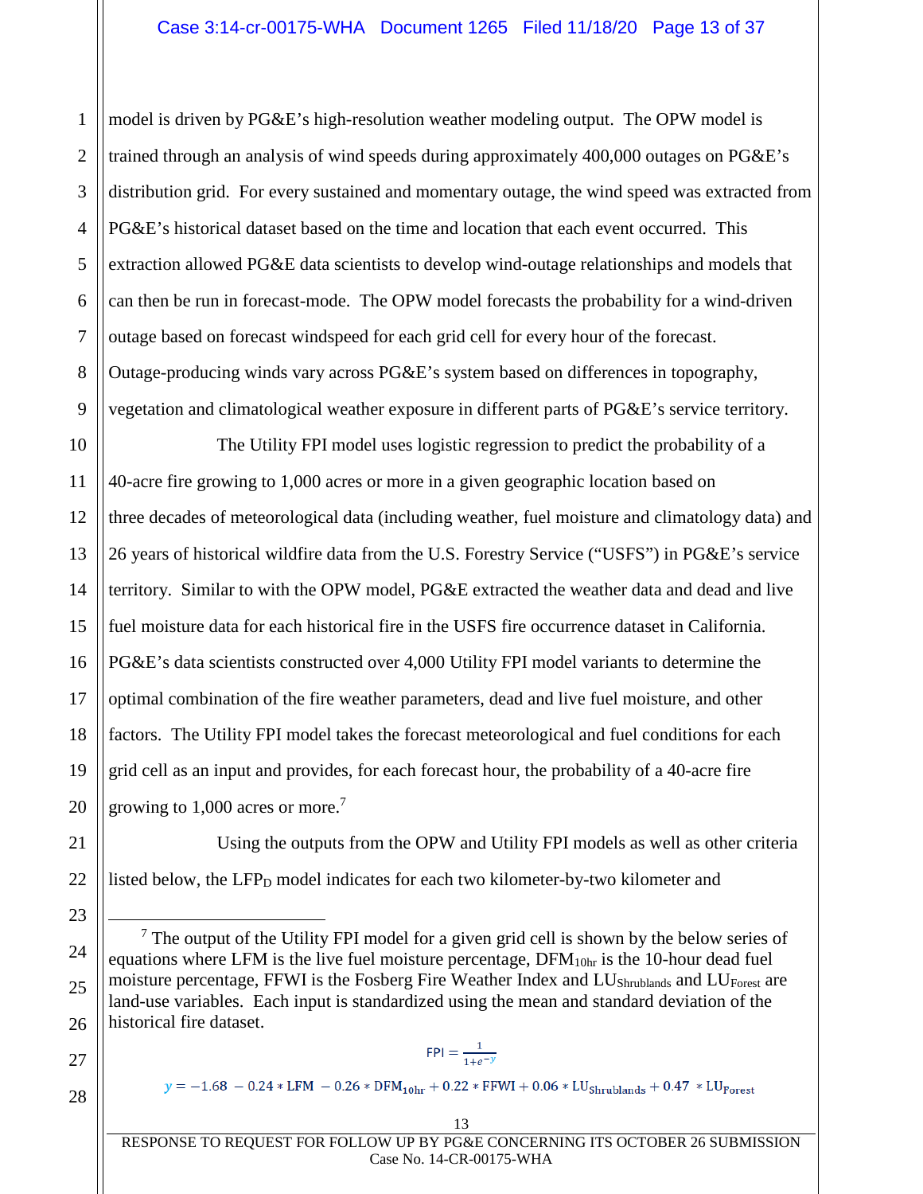model is driven by PG&E's high-resolution weather modeling output. The OPW model is trained through an analysis of wind speeds during approximately 400,000 outages on PG&E's distribution grid. For every sustained and momentary outage, the wind speed was extracted from PG&E's historical dataset based on the time and location that each event occurred. This extraction allowed PG&E data scientists to develop wind-outage relationships and models that can then be run in forecast-mode. The OPW model forecasts the probability for a wind-driven outage based on forecast windspeed for each grid cell for every hour of the forecast. Outage-producing winds vary across PG&E's system based on differences in topography, vegetation and climatological weather exposure in different parts of PG&E's service territory.

The Utility FPI model uses logistic regression to predict the probability of a 40-acre fire growing to 1,000 acres or more in a given geographic location based on three decades of meteorological data (including weather, fuel moisture and climatology data) and 26 years of historical wildfire data from the U.S. Forestry Service ("USFS") in PG&E's service territory. Similar to with the OPW model, PG&E extracted the weather data and dead and live fuel moisture data for each historical fire in the USFS fire occurrence dataset in California. PG&E's data scientists constructed over 4,000 Utility FPI model variants to determine the optimal combination of the fire weather parameters, dead and live fuel moisture, and other factors. The Utility FPI model takes the forecast meteorological and fuel conditions for each grid cell as an input and provides, for each forecast hour, the probability of a 40-acre fire growing to 1,000 acres or more.[7]

Using the outputs from the OPW and Utility FPI models as well as other criteria listed below, the $LFP_D$ model indicates for each two kilometer-by-two kilometer and

---

[7] The output of the Utility FPI model for a given grid cell is shown by the below series of equations where LFM is the live fuel moisture percentage, $DFM_{10hr}$ is the 10-hour dead fuel moisture percentage, FFWI is the Fosberg Fire Weather Index and $LU_{Shrublands}$ and $LU_{Forest}$ are land-use variables. Each input is standardized using the mean and standard deviation of the historical fire dataset.

$$\mathrm{FPI} = \frac{1}{1+e^{-y}}$$

$$y = -1.68 - 0.24 * \mathrm{LFM} - 0.26 * \mathrm{DFM}_{10hr} + 0.22 * \mathrm{FFWI} + 0.06 * \mathrm{LU}_{Shrublands} + 0.47 * \mathrm{LU}_{Forest}$$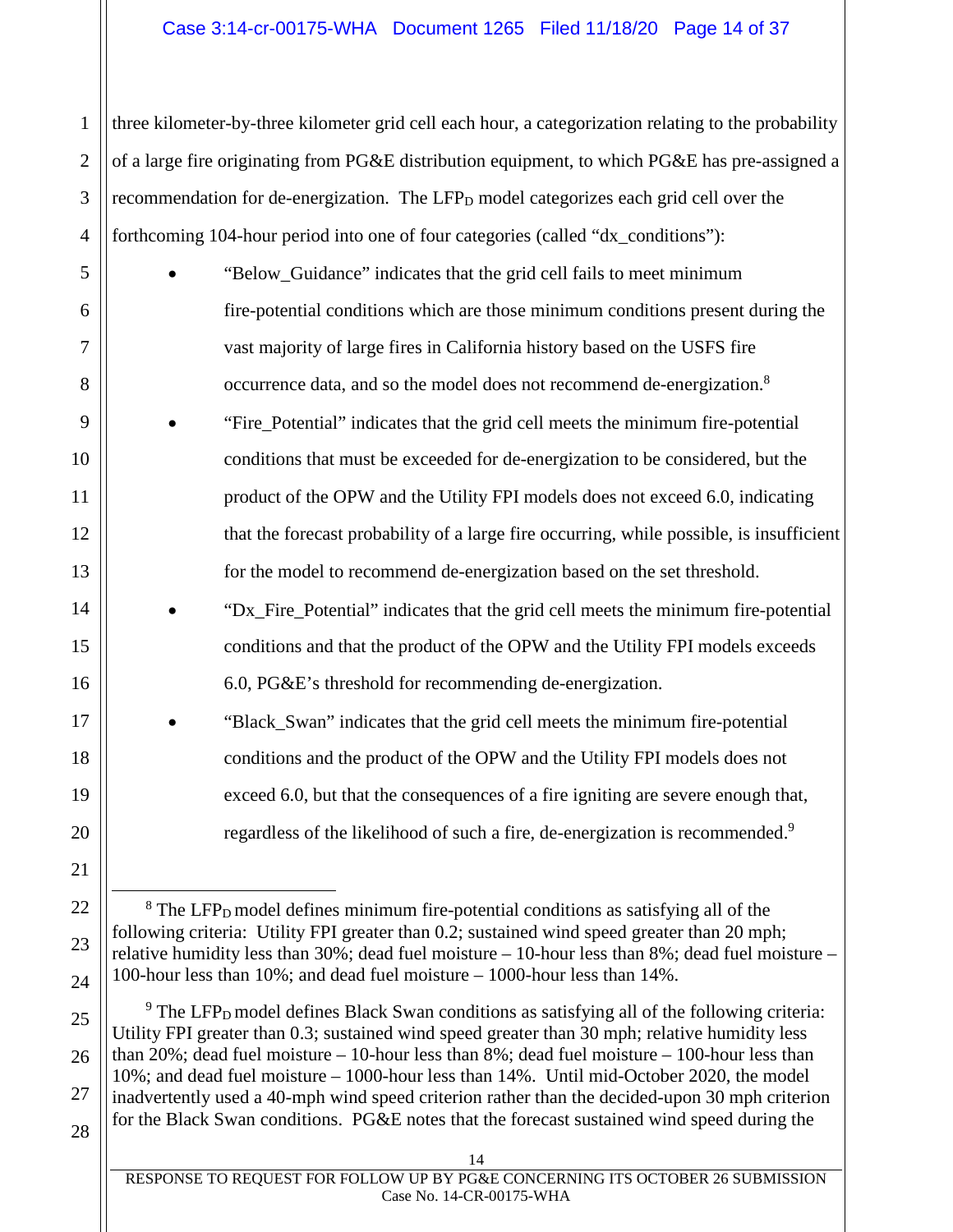three kilometer-by-three kilometer grid cell each hour, a categorization relating to the probability of a large fire originating from PG&E distribution equipment, to which PG&E has pre-assigned a recommendation for de-energization. The $LFP_D$ model categorizes each grid cell over the forthcoming 104-hour period into one of four categories (called "dx_conditions"):

- "Below_Guidance" indicates that the grid cell fails to meet minimum fire-potential conditions which are those minimum conditions present during the vast majority of large fires in California history based on the USFS fire occurrence data, and so the model does not recommend de-energization.[8]
- "Fire_Potential" indicates that the grid cell meets the minimum fire-potential conditions that must be exceeded for de-energization to be considered, but the product of the OPW and the Utility FPI models does not exceed 6.0, indicating that the forecast probability of a large fire occurring, while possible, is insufficient for the model to recommend de-energization based on the set threshold.
- "Dx_Fire_Potential" indicates that the grid cell meets the minimum fire-potential conditions and that the product of the OPW and the Utility FPI models exceeds 6.0, PG&E's threshold for recommending de-energization.
- "Black_Swan" indicates that the grid cell meets the minimum fire-potential conditions and the product of the OPW and the Utility FPI models does not exceed 6.0, but that the consequences of a fire igniting are severe enough that, regardless of the likelihood of such a fire, de-energization is recommended.[9]

---

[8] The $LFP_D$ model defines minimum fire-potential conditions as satisfying all of the following criteria: Utility FPI greater than 0.2; sustained wind speed greater than 20 mph; relative humidity less than 30%; dead fuel moisture – 10-hour less than 8%; dead fuel moisture – 100-hour less than 10%; and dead fuel moisture – 1000-hour less than 14%.

[9] The $LFP_D$ model defines Black Swan conditions as satisfying all of the following criteria: Utility FPI greater than 0.3; sustained wind speed greater than 30 mph; relative humidity less than 20%; dead fuel moisture – 10-hour less than 8%; dead fuel moisture – 100-hour less than 10%; and dead fuel moisture – 1000-hour less than 14%. Until mid-October 2020, the model inadvertently used a 40-mph wind speed criterion rather than the decided-upon 30 mph criterion for the Black Swan conditions. PG&E notes that the forecast sustained wind speed during the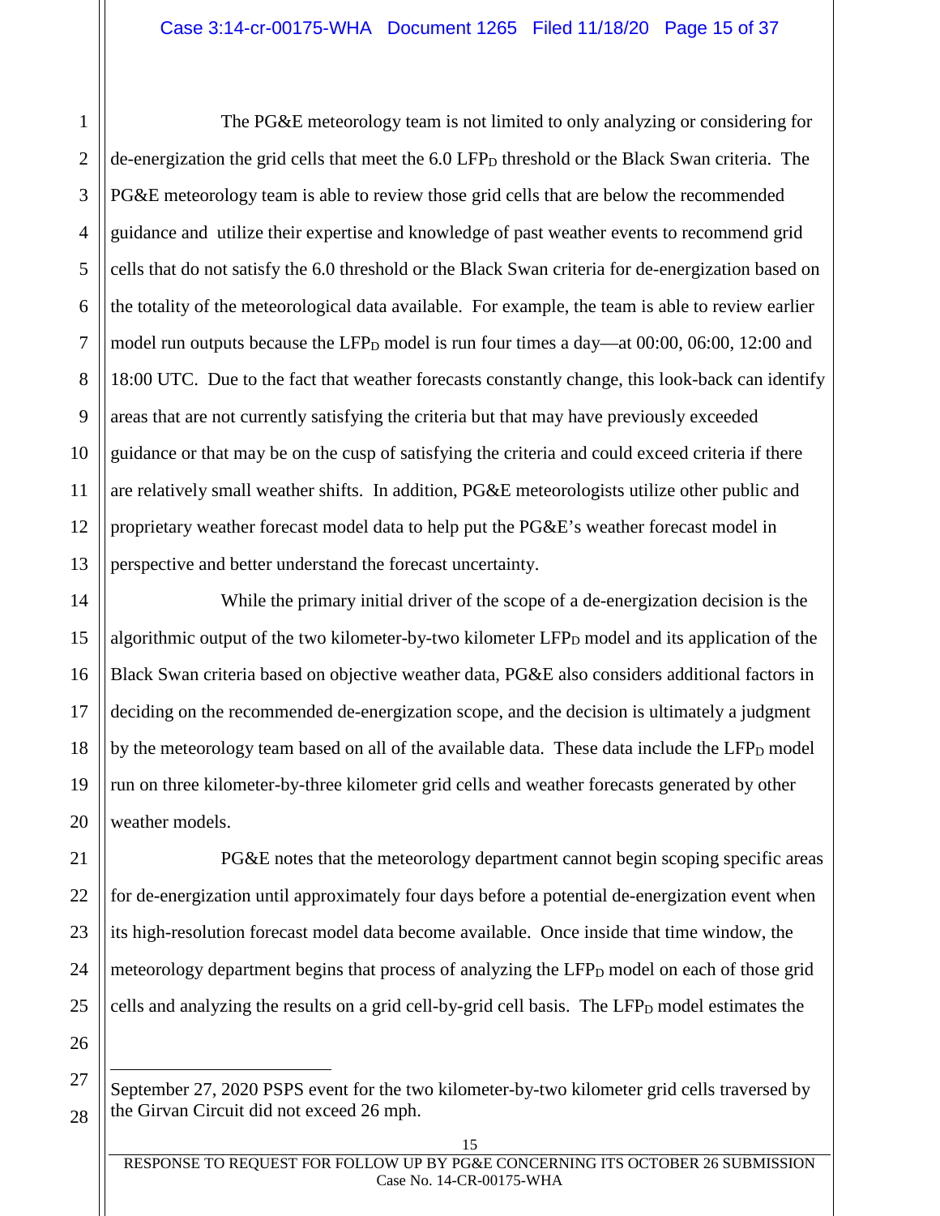The PG&E meteorology team is not limited to only analyzing or considering for de-energization the grid cells that meet the 6.0 $LFP_D$ threshold or the Black Swan criteria. The PG&E meteorology team is able to review those grid cells that are below the recommended guidance and utilize their expertise and knowledge of past weather events to recommend grid cells that do not satisfy the 6.0 threshold or the Black Swan criteria for de-energization based on the totality of the meteorological data available. For example, the team is able to review earlier model run outputs because the $LFP_D$ model is run four times a day—at 00:00, 06:00, 12:00 and 18:00 UTC. Due to the fact that weather forecasts constantly change, this look-back can identify areas that are not currently satisfying the criteria but that may have previously exceeded guidance or that may be on the cusp of satisfying the criteria and could exceed criteria if there are relatively small weather shifts. In addition, PG&E meteorologists utilize other public and proprietary weather forecast model data to help put the PG&E's weather forecast model in perspective and better understand the forecast uncertainty.

While the primary initial driver of the scope of a de-energization decision is the algorithmic output of the two kilometer-by-two kilometer $LFP_D$ model and its application of the Black Swan criteria based on objective weather data, PG&E also considers additional factors in deciding on the recommended de-energization scope, and the decision is ultimately a judgment by the meteorology team based on all of the available data. These data include the $LFP_D$ model run on three kilometer-by-three kilometer grid cells and weather forecasts generated by other weather models.

PG&E notes that the meteorology department cannot begin scoping specific areas for de-energization until approximately four days before a potential de-energization event when its high-resolution forecast model data become available. Once inside that time window, the meteorology department begins that process of analyzing the $LFP_D$ model on each of those grid cells and analyzing the results on a grid cell-by-grid cell basis. The $LFP_D$ model estimates the

---

September 27, 2020 PSPS event for the two kilometer-by-two kilometer grid cells traversed by the Girvan Circuit did not exceed 26 mph.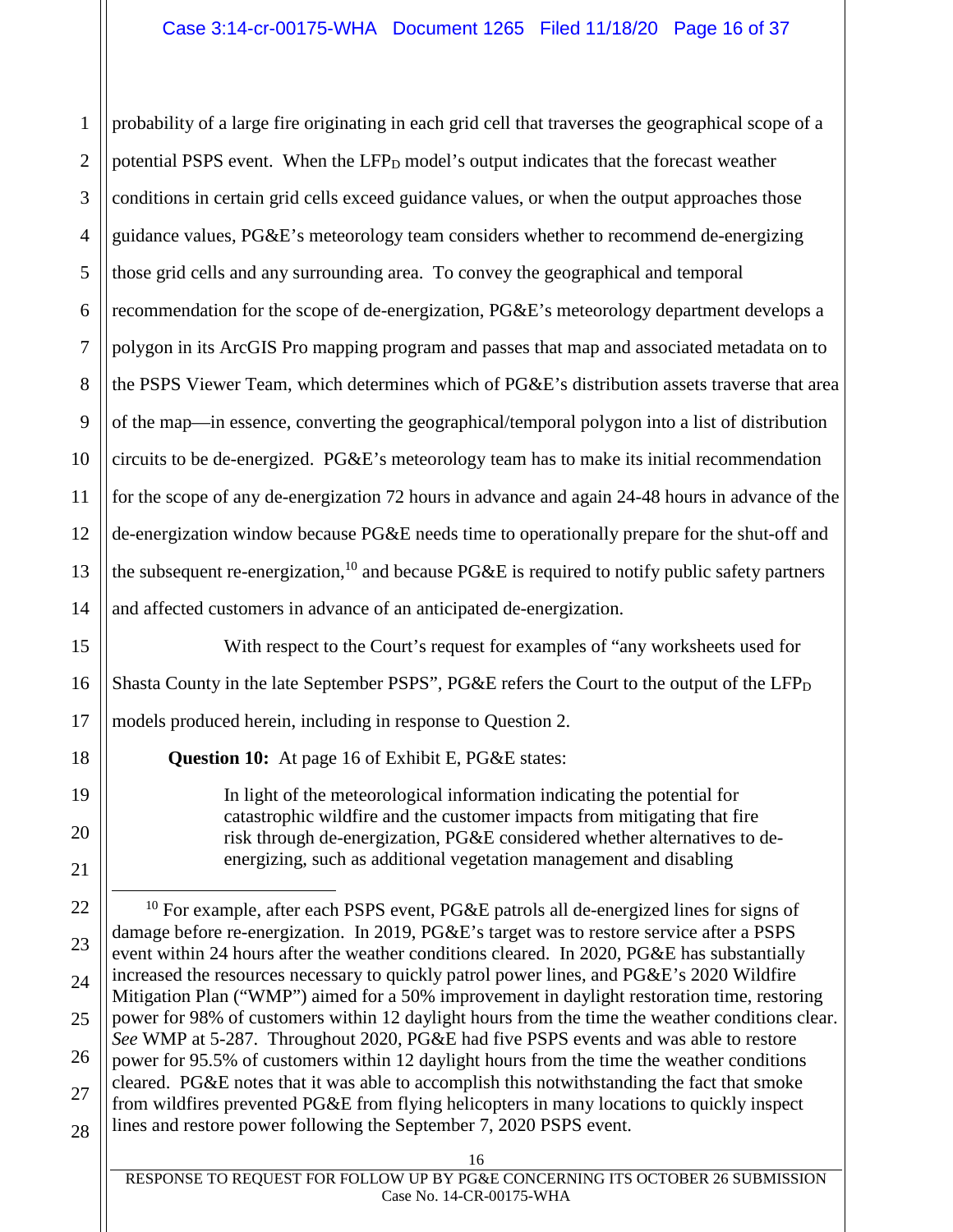probability of a large fire originating in each grid cell that traverses the geographical scope of a potential PSPS event. When the $LFP_D$ model's output indicates that the forecast weather conditions in certain grid cells exceed guidance values, or when the output approaches those guidance values, PG&E's meteorology team considers whether to recommend de-energizing those grid cells and any surrounding area. To convey the geographical and temporal recommendation for the scope of de-energization, PG&E's meteorology department develops a polygon in its ArcGIS Pro mapping program and passes that map and associated metadata on to the PSPS Viewer Team, which determines which of PG&E's distribution assets traverse that area of the map—in essence, converting the geographical/temporal polygon into a list of distribution circuits to be de-energized. PG&E's meteorology team has to make its initial recommendation for the scope of any de-energization 72 hours in advance and again 24-48 hours in advance of the de-energization window because PG&E needs time to operationally prepare for the shut-off and the subsequent re-energization,[10] and because PG&E is required to notify public safety partners and affected customers in advance of an anticipated de-energization.

With respect to the Court's request for examples of "any worksheets used for Shasta County in the late September PSPS", PG&E refers the Court to the output of the $LFP_D$ models produced herein, including in response to Question 2.

**Question 10:** At page 16 of Exhibit E, PG&E states:

> In light of the meteorological information indicating the potential for catastrophic wildfire and the customer impacts from mitigating that fire risk through de-energization, PG&E considered whether alternatives to de-energizing, such as additional vegetation management and disabling

---

[10] For example, after each PSPS event, PG&E patrols all de-energized lines for signs of damage before re-energization. In 2019, PG&E's target was to restore service after a PSPS event within 24 hours after the weather conditions cleared. In 2020, PG&E has substantially increased the resources necessary to quickly patrol power lines, and PG&E's 2020 Wildfire Mitigation Plan ("WMP") aimed for a 50% improvement in daylight restoration time, restoring power for 98% of customers within 12 daylight hours from the time the weather conditions clear. *See* WMP at 5-287. Throughout 2020, PG&E had five PSPS events and was able to restore power for 95.5% of customers within 12 daylight hours from the time the weather conditions cleared. PG&E notes that it was able to accomplish this notwithstanding the fact that smoke from wildfires prevented PG&E from flying helicopters in many locations to quickly inspect lines and restore power following the September 7, 2020 PSPS event.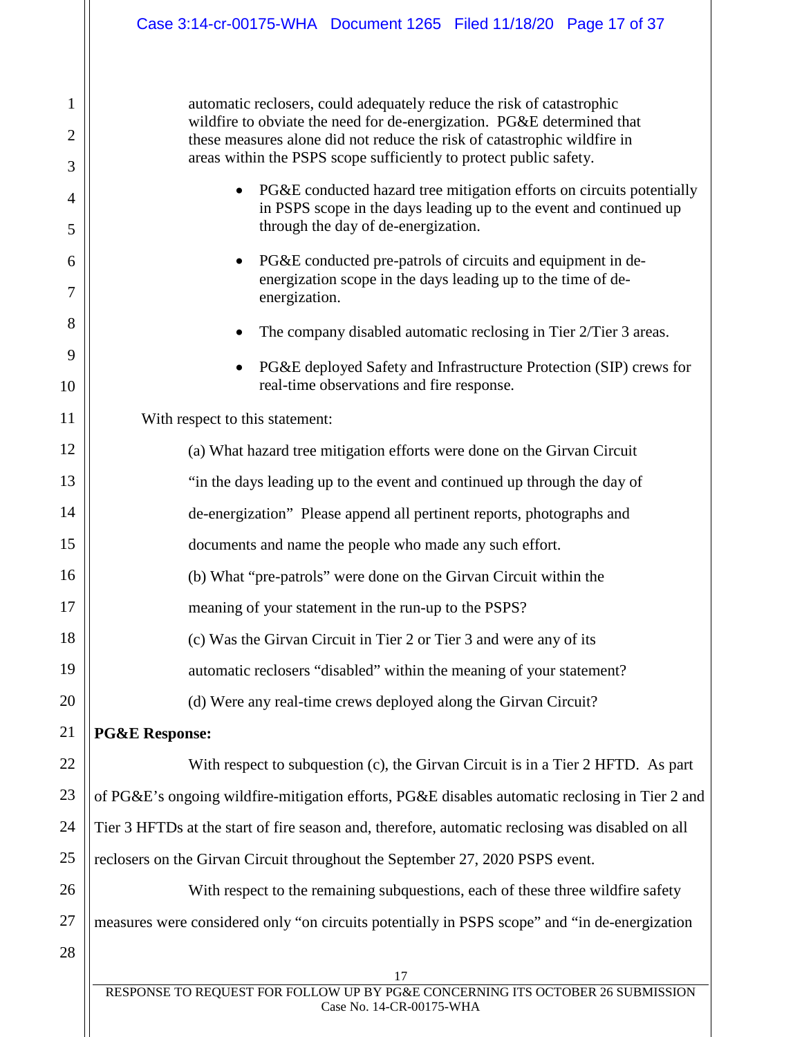automatic reclosers, could adequately reduce the risk of catastrophic wildfire to obviate the need for de-energization. PG&E determined that these measures alone did not reduce the risk of catastrophic wildfire in areas within the PSPS scope sufficiently to protect public safety.

- PG&E conducted hazard tree mitigation efforts on circuits potentially in PSPS scope in the days leading up to the event and continued up through the day of de-energization.
- PG&E conducted pre-patrols of circuits and equipment in de-energization scope in the days leading up to the time of de-energization.
- The company disabled automatic reclosing in Tier 2/Tier 3 areas.
- PG&E deployed Safety and Infrastructure Protection (SIP) crews for real-time observations and fire response.

With respect to this statement:

(a) What hazard tree mitigation efforts were done on the Girvan Circuit "in the days leading up to the event and continued up through the day of de-energization" Please append all pertinent reports, photographs and documents and name the people who made any such effort.

(b) What "pre-patrols" were done on the Girvan Circuit within the meaning of your statement in the run-up to the PSPS?

(c) Was the Girvan Circuit in Tier 2 or Tier 3 and were any of its automatic reclosers "disabled" within the meaning of your statement?

(d) Were any real-time crews deployed along the Girvan Circuit?

**PG&E Response:**

With respect to subquestion (c), the Girvan Circuit is in a Tier 2 HFTD. As part of PG&E's ongoing wildfire-mitigation efforts, PG&E disables automatic reclosing in Tier 2 and Tier 3 HFTDs at the start of fire season and, therefore, automatic reclosing was disabled on all reclosers on the Girvan Circuit throughout the September 27, 2020 PSPS event.

With respect to the remaining subquestions, each of these three wildfire safety measures were considered only "on circuits potentially in PSPS scope" and "in de-energization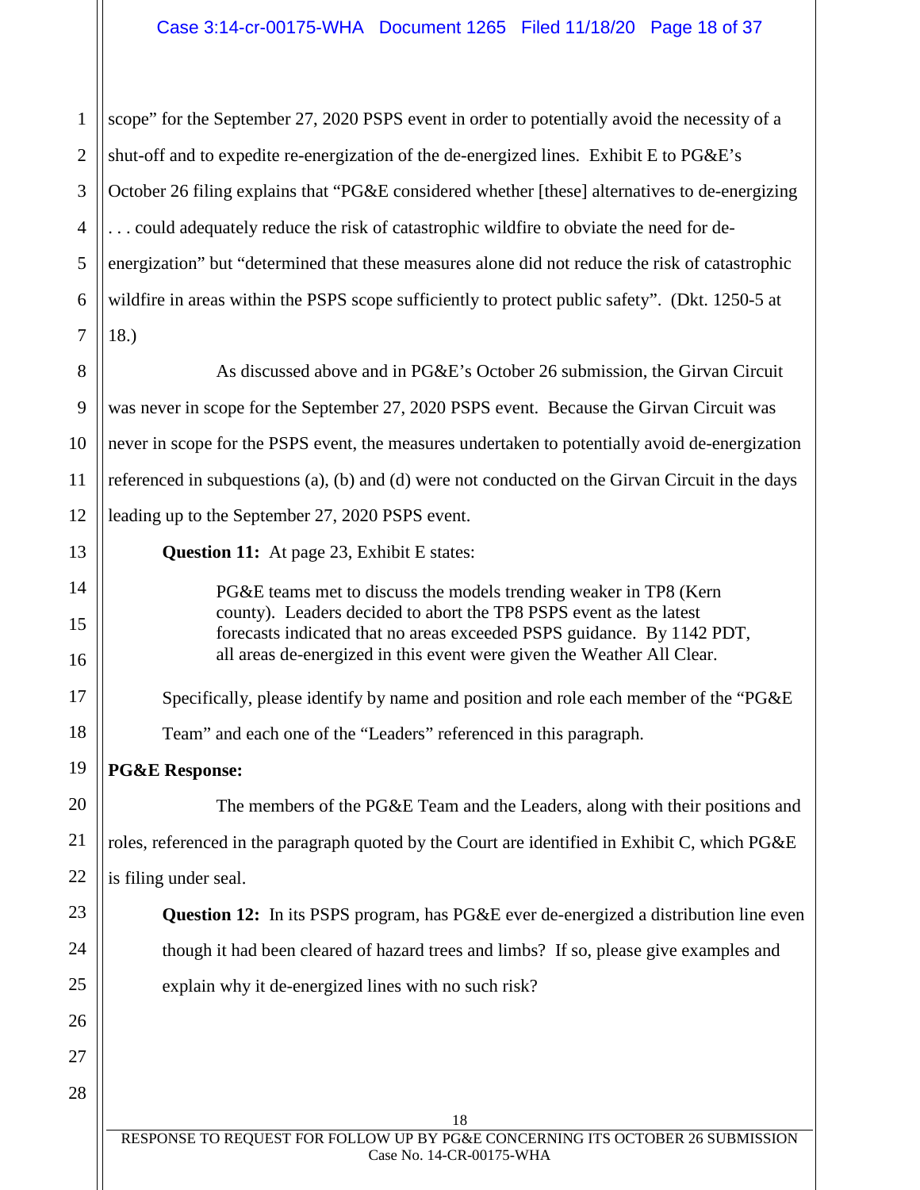scope" for the September 27, 2020 PSPS event in order to potentially avoid the necessity of a shut-off and to expedite re-energization of the de-energized lines. Exhibit E to PG&E's October 26 filing explains that "PG&E considered whether [these] alternatives to de-energizing . . . could adequately reduce the risk of catastrophic wildfire to obviate the need for de-energization" but "determined that these measures alone did not reduce the risk of catastrophic wildfire in areas within the PSPS scope sufficiently to protect public safety". (Dkt. 1250-5 at 18.)

As discussed above and in PG&E's October 26 submission, the Girvan Circuit was never in scope for the September 27, 2020 PSPS event. Because the Girvan Circuit was never in scope for the PSPS event, the measures undertaken to potentially avoid de-energization referenced in subquestions (a), (b) and (d) were not conducted on the Girvan Circuit in the days leading up to the September 27, 2020 PSPS event.

**Question 11:** At page 23, Exhibit E states:

> PG&E teams met to discuss the models trending weaker in TP8 (Kern county). Leaders decided to abort the TP8 PSPS event as the latest forecasts indicated that no areas exceeded PSPS guidance. By 1142 PDT, all areas de-energized in this event were given the Weather All Clear.

Specifically, please identify by name and position and role each member of the "PG&E Team" and each one of the "Leaders" referenced in this paragraph.

**PG&E Response:**

The members of the PG&E Team and the Leaders, along with their positions and roles, referenced in the paragraph quoted by the Court are identified in Exhibit C, which PG&E is filing under seal.

**Question 12:** In its PSPS program, has PG&E ever de-energized a distribution line even though it had been cleared of hazard trees and limbs? If so, please give examples and explain why it de-energized lines with no such risk?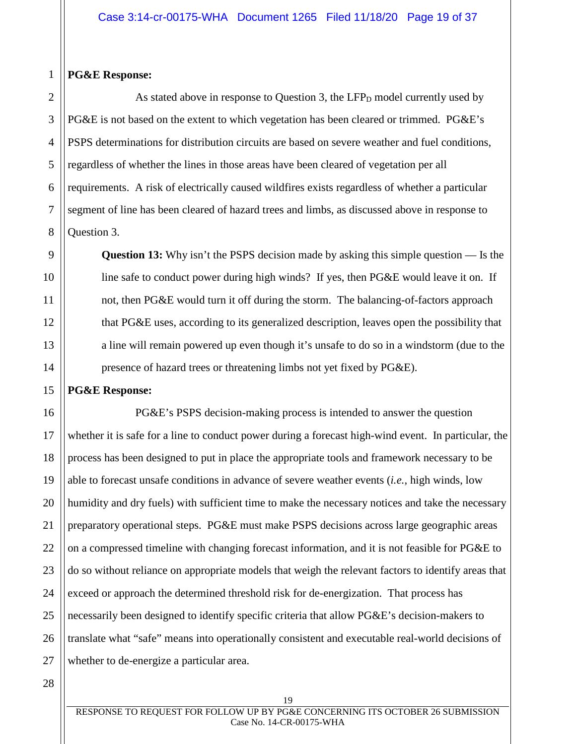**PG&E Response:**

As stated above in response to Question 3, the $LFP_D$ model currently used by PG&E is not based on the extent to which vegetation has been cleared or trimmed. PG&E's PSPS determinations for distribution circuits are based on severe weather and fuel conditions, regardless of whether the lines in those areas have been cleared of vegetation per all requirements. A risk of electrically caused wildfires exists regardless of whether a particular segment of line has been cleared of hazard trees and limbs, as discussed above in response to Question 3.

> **Question 13:** Why isn't the PSPS decision made by asking this simple question — Is the line safe to conduct power during high winds? If yes, then PG&E would leave it on. If not, then PG&E would turn it off during the storm. The balancing-of-factors approach that PG&E uses, according to its generalized description, leaves open the possibility that a line will remain powered up even though it's unsafe to do so in a windstorm (due to the presence of hazard trees or threatening limbs not yet fixed by PG&E).

**PG&E Response:**

PG&E's PSPS decision-making process is intended to answer the question whether it is safe for a line to conduct power during a forecast high-wind event. In particular, the process has been designed to put in place the appropriate tools and framework necessary to be able to forecast unsafe conditions in advance of severe weather events (*i.e.*, high winds, low humidity and dry fuels) with sufficient time to make the necessary notices and take the necessary preparatory operational steps. PG&E must make PSPS decisions across large geographic areas on a compressed timeline with changing forecast information, and it is not feasible for PG&E to do so without reliance on appropriate models that weigh the relevant factors to identify areas that exceed or approach the determined threshold risk for de-energization. That process has necessarily been designed to identify specific criteria that allow PG&E's decision-makers to translate what "safe" means into operationally consistent and executable real-world decisions of whether to de-energize a particular area.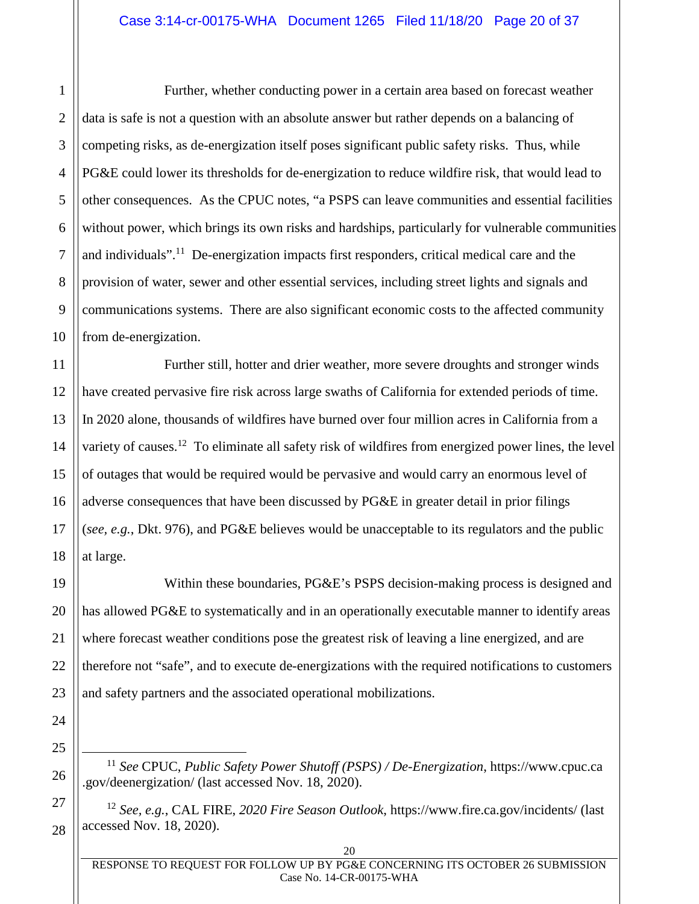Further, whether conducting power in a certain area based on forecast weather data is safe is not a question with an absolute answer but rather depends on a balancing of competing risks, as de-energization itself poses significant public safety risks. Thus, while PG&E could lower its thresholds for de-energization to reduce wildfire risk, that would lead to other consequences. As the CPUC notes, "a PSPS can leave communities and essential facilities without power, which brings its own risks and hardships, particularly for vulnerable communities and individuals".[11] De-energization impacts first responders, critical medical care and the provision of water, sewer and other essential services, including street lights and signals and communications systems. There are also significant economic costs to the affected community from de-energization.

Further still, hotter and drier weather, more severe droughts and stronger winds have created pervasive fire risk across large swaths of California for extended periods of time. In 2020 alone, thousands of wildfires have burned over four million acres in California from a variety of causes.[12] To eliminate all safety risk of wildfires from energized power lines, the level of outages that would be required would be pervasive and would carry an enormous level of adverse consequences that have been discussed by PG&E in greater detail in prior filings (*see, e.g.*, Dkt. 976), and PG&E believes would be unacceptable to its regulators and the public at large.

Within these boundaries, PG&E's PSPS decision-making process is designed and has allowed PG&E to systematically and in an operationally executable manner to identify areas where forecast weather conditions pose the greatest risk of leaving a line energized, and are therefore not "safe", and to execute de-energizations with the required notifications to customers and safety partners and the associated operational mobilizations.

---

[11] *See* CPUC, *Public Safety Power Shutoff (PSPS) / De-Energization*, https://www.cpuc.ca.gov/deenergization/ (last accessed Nov. 18, 2020).

[12] *See, e.g.*, CAL FIRE, *2020 Fire Season Outlook*, https://www.fire.ca.gov/incidents/ (last accessed Nov. 18, 2020).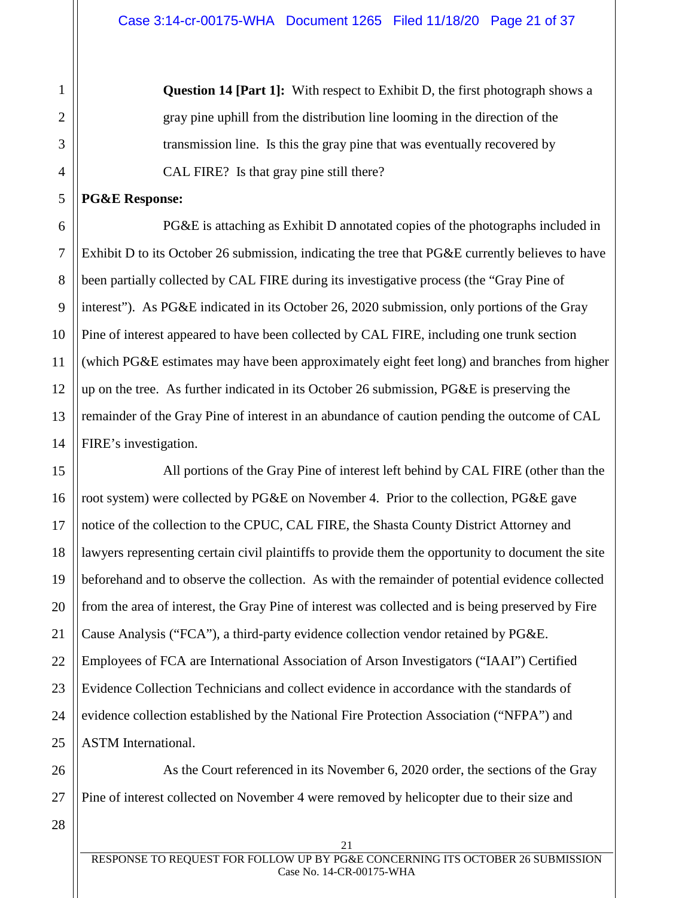**Question 14 [Part 1]:** With respect to Exhibit D, the first photograph shows a gray pine uphill from the distribution line looming in the direction of the transmission line. Is this the gray pine that was eventually recovered by CAL FIRE? Is that gray pine still there?

**PG&E Response:**

PG&E is attaching as Exhibit D annotated copies of the photographs included in Exhibit D to its October 26 submission, indicating the tree that PG&E currently believes to have been partially collected by CAL FIRE during its investigative process (the "Gray Pine of interest"). As PG&E indicated in its October 26, 2020 submission, only portions of the Gray Pine of interest appeared to have been collected by CAL FIRE, including one trunk section (which PG&E estimates may have been approximately eight feet long) and branches from higher up on the tree. As further indicated in its October 26 submission, PG&E is preserving the remainder of the Gray Pine of interest in an abundance of caution pending the outcome of CAL FIRE's investigation.

All portions of the Gray Pine of interest left behind by CAL FIRE (other than the root system) were collected by PG&E on November 4. Prior to the collection, PG&E gave notice of the collection to the CPUC, CAL FIRE, the Shasta County District Attorney and lawyers representing certain civil plaintiffs to provide them the opportunity to document the site beforehand and to observe the collection. As with the remainder of potential evidence collected from the area of interest, the Gray Pine of interest was collected and is being preserved by Fire Cause Analysis ("FCA"), a third-party evidence collection vendor retained by PG&E. Employees of FCA are International Association of Arson Investigators ("IAAI") Certified Evidence Collection Technicians and collect evidence in accordance with the standards of evidence collection established by the National Fire Protection Association ("NFPA") and ASTM International.

As the Court referenced in its November 6, 2020 order, the sections of the Gray Pine of interest collected on November 4 were removed by helicopter due to their size and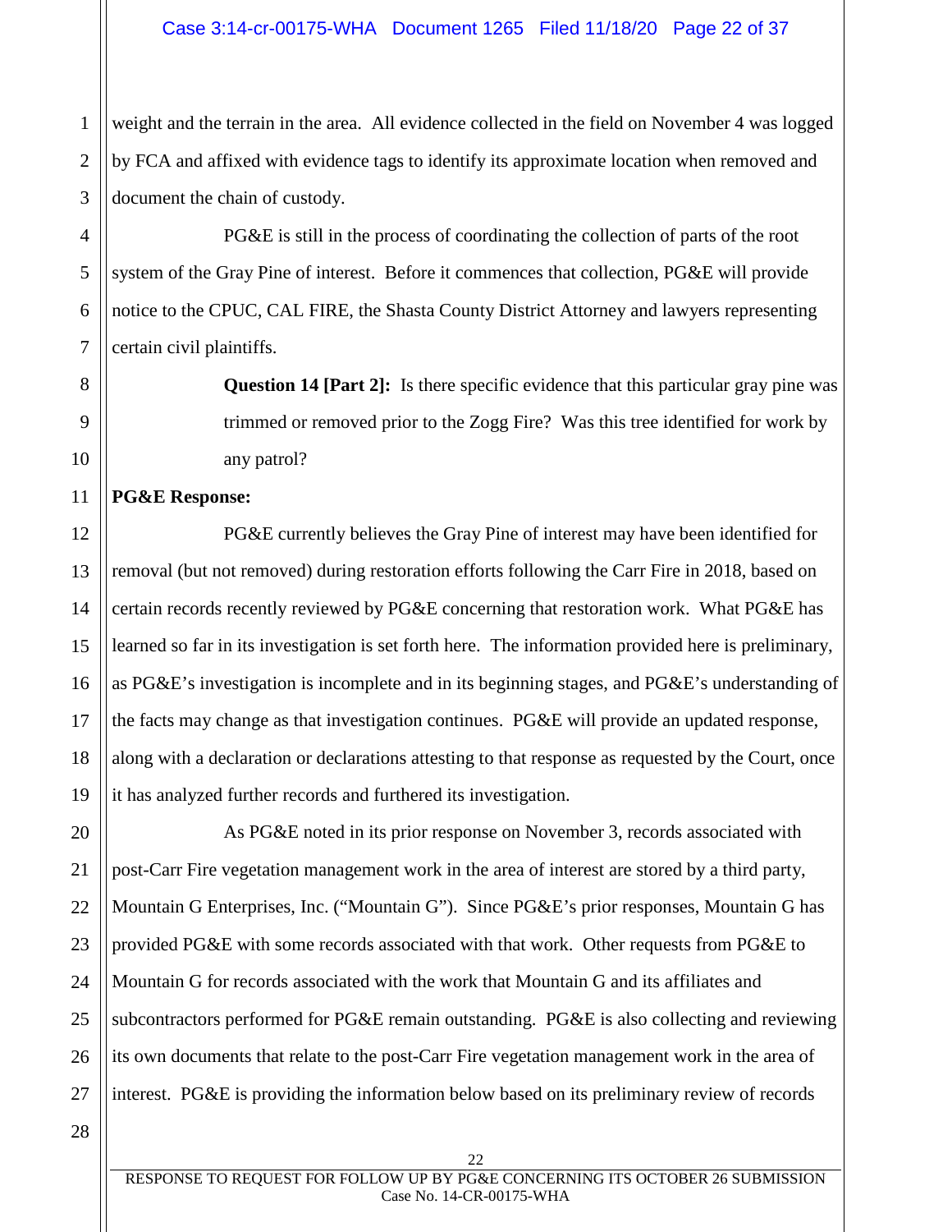weight and the terrain in the area. All evidence collected in the field on November 4 was logged by FCA and affixed with evidence tags to identify its approximate location when removed and document the chain of custody.

PG&E is still in the process of coordinating the collection of parts of the root system of the Gray Pine of interest. Before it commences that collection, PG&E will provide notice to the CPUC, CAL FIRE, the Shasta County District Attorney and lawyers representing certain civil plaintiffs.

> **Question 14 [Part 2]:** Is there specific evidence that this particular gray pine was trimmed or removed prior to the Zogg Fire? Was this tree identified for work by any patrol?

**PG&E Response:**

PG&E currently believes the Gray Pine of interest may have been identified for removal (but not removed) during restoration efforts following the Carr Fire in 2018, based on certain records recently reviewed by PG&E concerning that restoration work. What PG&E has learned so far in its investigation is set forth here. The information provided here is preliminary, as PG&E's investigation is incomplete and in its beginning stages, and PG&E's understanding of the facts may change as that investigation continues. PG&E will provide an updated response, along with a declaration or declarations attesting to that response as requested by the Court, once it has analyzed further records and furthered its investigation.

As PG&E noted in its prior response on November 3, records associated with post-Carr Fire vegetation management work in the area of interest are stored by a third party, Mountain G Enterprises, Inc. ("Mountain G"). Since PG&E's prior responses, Mountain G has provided PG&E with some records associated with that work. Other requests from PG&E to Mountain G for records associated with the work that Mountain G and its affiliates and subcontractors performed for PG&E remain outstanding. PG&E is also collecting and reviewing its own documents that relate to the post-Carr Fire vegetation management work in the area of interest. PG&E is providing the information below based on its preliminary review of records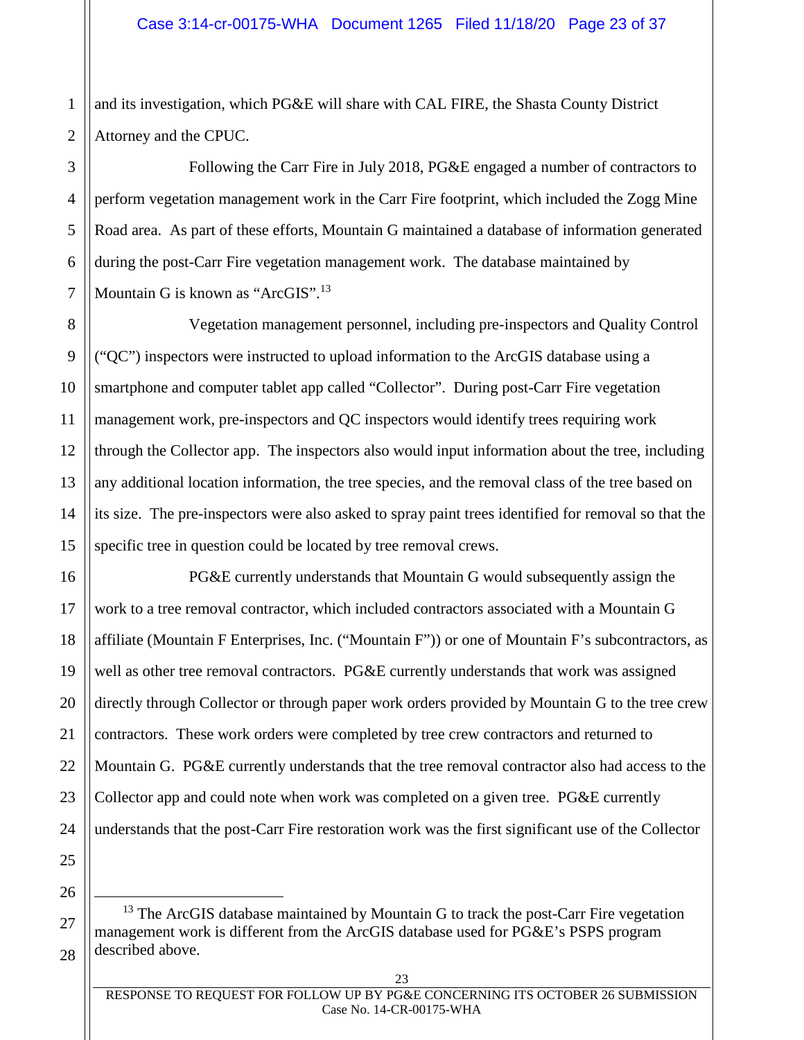and its investigation, which PG&E will share with CAL FIRE, the Shasta County District Attorney and the CPUC.

Following the Carr Fire in July 2018, PG&E engaged a number of contractors to perform vegetation management work in the Carr Fire footprint, which included the Zogg Mine Road area. As part of these efforts, Mountain G maintained a database of information generated during the post-Carr Fire vegetation management work. The database maintained by Mountain G is known as "ArcGIS".[13]

Vegetation management personnel, including pre-inspectors and Quality Control ("QC") inspectors were instructed to upload information to the ArcGIS database using a smartphone and computer tablet app called "Collector". During post-Carr Fire vegetation management work, pre-inspectors and QC inspectors would identify trees requiring work through the Collector app. The inspectors also would input information about the tree, including any additional location information, the tree species, and the removal class of the tree based on its size. The pre-inspectors were also asked to spray paint trees identified for removal so that the specific tree in question could be located by tree removal crews.

PG&E currently understands that Mountain G would subsequently assign the work to a tree removal contractor, which included contractors associated with a Mountain G affiliate (Mountain F Enterprises, Inc. ("Mountain F")) or one of Mountain F's subcontractors, as well as other tree removal contractors. PG&E currently understands that work was assigned directly through Collector or through paper work orders provided by Mountain G to the tree crew contractors. These work orders were completed by tree crew contractors and returned to Mountain G. PG&E currently understands that the tree removal contractor also had access to the Collector app and could note when work was completed on a given tree. PG&E currently understands that the post-Carr Fire restoration work was the first significant use of the Collector

---

[13] The ArcGIS database maintained by Mountain G to track the post-Carr Fire vegetation management work is different from the ArcGIS database used for PG&E's PSPS program described above.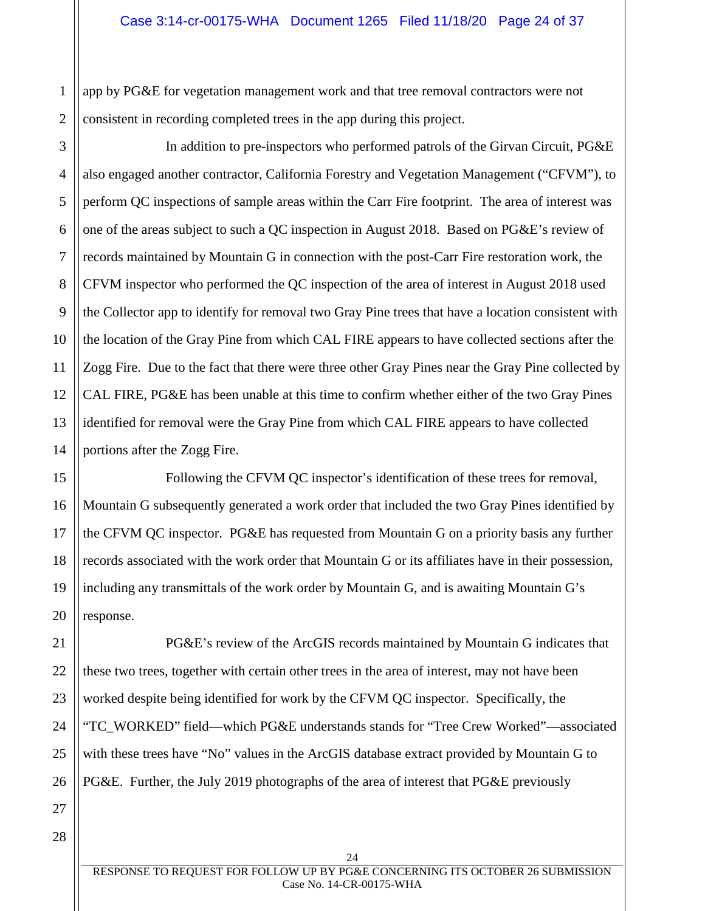app by PG&E for vegetation management work and that tree removal contractors were not consistent in recording completed trees in the app during this project.

In addition to pre-inspectors who performed patrols of the Girvan Circuit, PG&E also engaged another contractor, California Forestry and Vegetation Management ("CFVM"), to perform QC inspections of sample areas within the Carr Fire footprint. The area of interest was one of the areas subject to such a QC inspection in August 2018. Based on PG&E's review of records maintained by Mountain G in connection with the post-Carr Fire restoration work, the CFVM inspector who performed the QC inspection of the area of interest in August 2018 used the Collector app to identify for removal two Gray Pine trees that have a location consistent with the location of the Gray Pine from which CAL FIRE appears to have collected sections after the Zogg Fire. Due to the fact that there were three other Gray Pines near the Gray Pine collected by CAL FIRE, PG&E has been unable at this time to confirm whether either of the two Gray Pines identified for removal were the Gray Pine from which CAL FIRE appears to have collected portions after the Zogg Fire.

Following the CFVM QC inspector's identification of these trees for removal, Mountain G subsequently generated a work order that included the two Gray Pines identified by the CFVM QC inspector. PG&E has requested from Mountain G on a priority basis any further records associated with the work order that Mountain G or its affiliates have in their possession, including any transmittals of the work order by Mountain G, and is awaiting Mountain G's response.

PG&E's review of the ArcGIS records maintained by Mountain G indicates that these two trees, together with certain other trees in the area of interest, may not have been worked despite being identified for work by the CFVM QC inspector. Specifically, the "TC_WORKED" field—which PG&E understands stands for "Tree Crew Worked"—associated with these trees have "No" values in the ArcGIS database extract provided by Mountain G to PG&E. Further, the July 2019 photographs of the area of interest that PG&E previously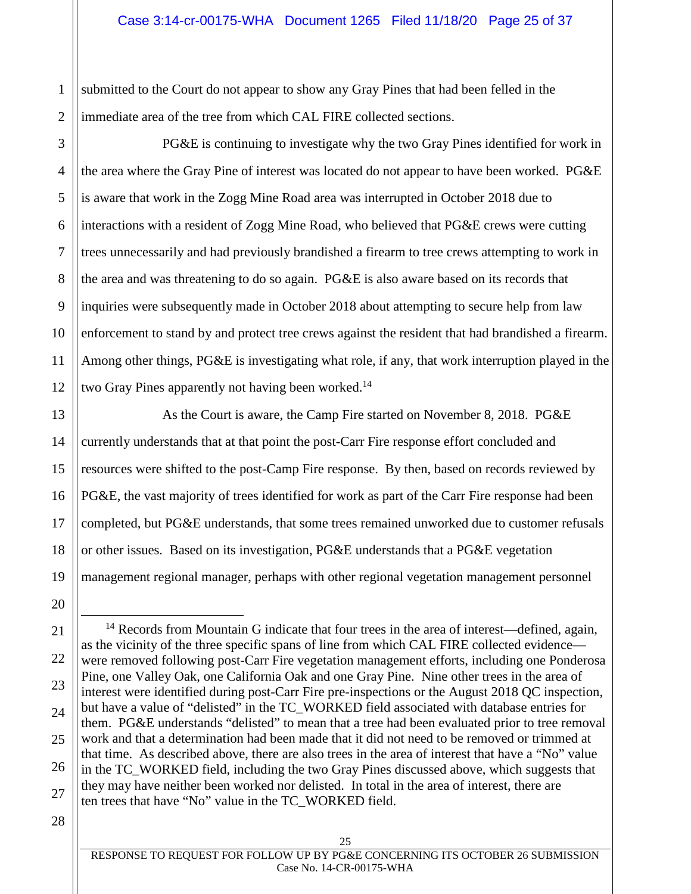submitted to the Court do not appear to show any Gray Pines that had been felled in the immediate area of the tree from which CAL FIRE collected sections.

PG&E is continuing to investigate why the two Gray Pines identified for work in the area where the Gray Pine of interest was located do not appear to have been worked. PG&E is aware that work in the Zogg Mine Road area was interrupted in October 2018 due to interactions with a resident of Zogg Mine Road, who believed that PG&E crews were cutting trees unnecessarily and had previously brandished a firearm to tree crews attempting to work in the area and was threatening to do so again. PG&E is also aware based on its records that inquiries were subsequently made in October 2018 about attempting to secure help from law enforcement to stand by and protect tree crews against the resident that had brandished a firearm. Among other things, PG&E is investigating what role, if any, that work interruption played in the two Gray Pines apparently not having been worked.[14]

As the Court is aware, the Camp Fire started on November 8, 2018. PG&E currently understands that at that point the post-Carr Fire response effort concluded and resources were shifted to the post-Camp Fire response. By then, based on records reviewed by PG&E, the vast majority of trees identified for work as part of the Carr Fire response had been completed, but PG&E understands, that some trees remained unworked due to customer refusals or other issues. Based on its investigation, PG&E understands that a PG&E vegetation management regional manager, perhaps with other regional vegetation management personnel

---

[14] Records from Mountain G indicate that four trees in the area of interest—defined, again, as the vicinity of the three specific spans of line from which CAL FIRE collected evidence—were removed following post-Carr Fire vegetation management efforts, including one Ponderosa Pine, one Valley Oak, one California Oak and one Gray Pine. Nine other trees in the area of interest were identified during post-Carr Fire pre-inspections or the August 2018 QC inspection, but have a value of "delisted" in the TC_WORKED field associated with database entries for them. PG&E understands "delisted" to mean that a tree had been evaluated prior to tree removal work and that a determination had been made that it did not need to be removed or trimmed at that time. As described above, there are also trees in the area of interest that have a "No" value in the TC_WORKED field, including the two Gray Pines discussed above, which suggests that they may have neither been worked nor delisted. In total in the area of interest, there are ten trees that have "No" value in the TC_WORKED field.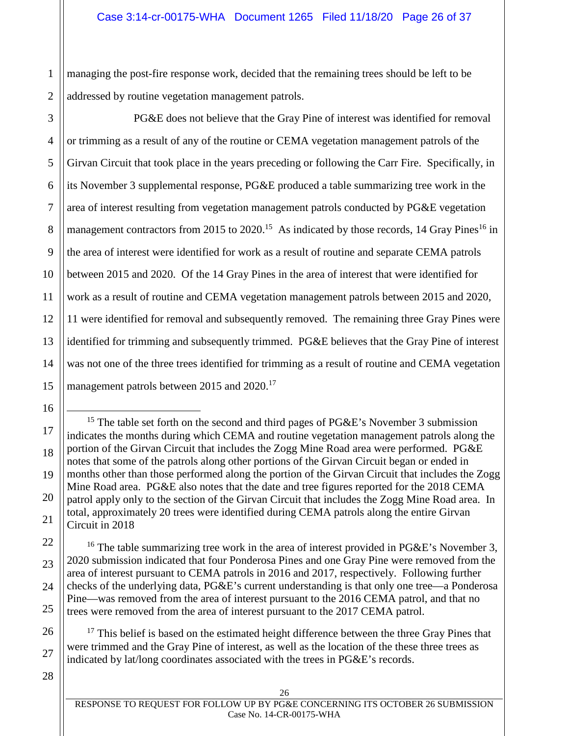managing the post-fire response work, decided that the remaining trees should be left to be addressed by routine vegetation management patrols.

PG&E does not believe that the Gray Pine of interest was identified for removal or trimming as a result of any of the routine or CEMA vegetation management patrols of the Girvan Circuit that took place in the years preceding or following the Carr Fire. Specifically, in its November 3 supplemental response, PG&E produced a table summarizing tree work in the area of interest resulting from vegetation management patrols conducted by PG&E vegetation management contractors from 2015 to 2020.[15] As indicated by those records, 14 Gray Pines[16] in the area of interest were identified for work as a result of routine and separate CEMA patrols between 2015 and 2020. Of the 14 Gray Pines in the area of interest that were identified for work as a result of routine and CEMA vegetation management patrols between 2015 and 2020, 11 were identified for removal and subsequently removed. The remaining three Gray Pines were identified for trimming and subsequently trimmed. PG&E believes that the Gray Pine of interest was not one of the three trees identified for trimming as a result of routine and CEMA vegetation management patrols between 2015 and 2020.[17]

---

[15] The table set forth on the second and third pages of PG&E's November 3 submission indicates the months during which CEMA and routine vegetation management patrols along the portion of the Girvan Circuit that includes the Zogg Mine Road area were performed. PG&E notes that some of the patrols along other portions of the Girvan Circuit began or ended in months other than those performed along the portion of the Girvan Circuit that includes the Zogg Mine Road area. PG&E also notes that the date and tree figures reported for the 2018 CEMA patrol apply only to the section of the Girvan Circuit that includes the Zogg Mine Road area. In total, approximately 20 trees were identified during CEMA patrols along the entire Girvan Circuit in 2018

[16] The table summarizing tree work in the area of interest provided in PG&E's November 3, 2020 submission indicated that four Ponderosa Pines and one Gray Pine were removed from the area of interest pursuant to CEMA patrols in 2016 and 2017, respectively. Following further checks of the underlying data, PG&E's current understanding is that only one tree—a Ponderosa Pine—was removed from the area of interest pursuant to the 2016 CEMA patrol, and that no trees were removed from the area of interest pursuant to the 2017 CEMA patrol.

[17] This belief is based on the estimated height difference between the three Gray Pines that were trimmed and the Gray Pine of interest, as well as the location of the these three trees as indicated by lat/long coordinates associated with the trees in PG&E's records.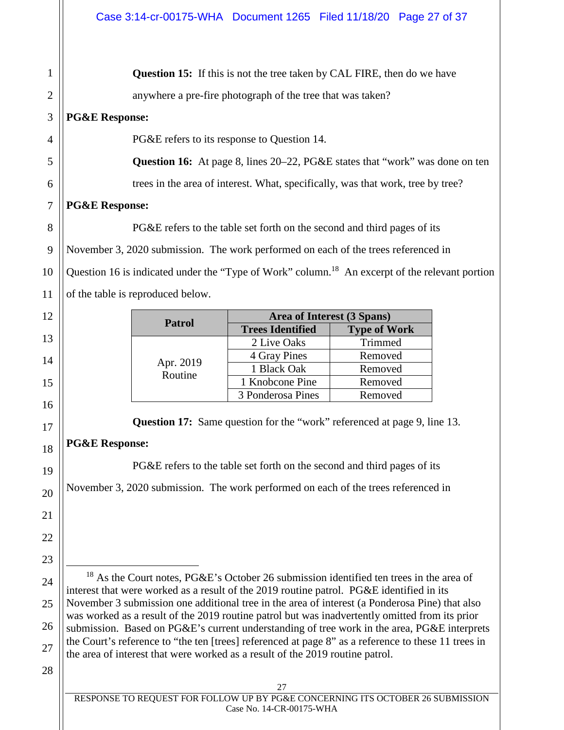**Question 15:** If this is not the tree taken by CAL FIRE, then do we have anywhere a pre-fire photograph of the tree that was taken?

**PG&E Response:**

PG&E refers to its response to Question 14.

**Question 16:** At page 8, lines 20–22, PG&E states that "work" was done on ten trees in the area of interest. What, specifically, was that work, tree by tree?

**PG&E Response:**

PG&E refers to the table set forth on the second and third pages of its November 3, 2020 submission. The work performed on each of the trees referenced in Question 16 is indicated under the "Type of Work" column.[18] An excerpt of the relevant portion of the table is reproduced below.

| Patrol | Area of Interest (3 Spans) | |
|---|---|---|
| | Trees Identified | Type of Work |
| Apr. 2019 Routine | 2 Live Oaks | Trimmed |
| | 4 Gray Pines | Removed |
| | 1 Black Oak | Removed |
| | 1 Knobcone Pine | Removed |
| | 3 Ponderosa Pines | Removed |

**Question 17:** Same question for the "work" referenced at page 9, line 13.

**PG&E Response:**

PG&E refers to the table set forth on the second and third pages of its November 3, 2020 submission. The work performed on each of the trees referenced in

---

[18] As the Court notes, PG&E's October 26 submission identified ten trees in the area of interest that were worked as a result of the 2019 routine patrol. PG&E identified in its November 3 submission one additional tree in the area of interest (a Ponderosa Pine) that also was worked as a result of the 2019 routine patrol but was inadvertently omitted from its prior submission. Based on PG&E's current understanding of tree work in the area, PG&E interprets the Court's reference to "the ten [trees] referenced at page 8" as a reference to these 11 trees in the area of interest that were worked as a result of the 2019 routine patrol.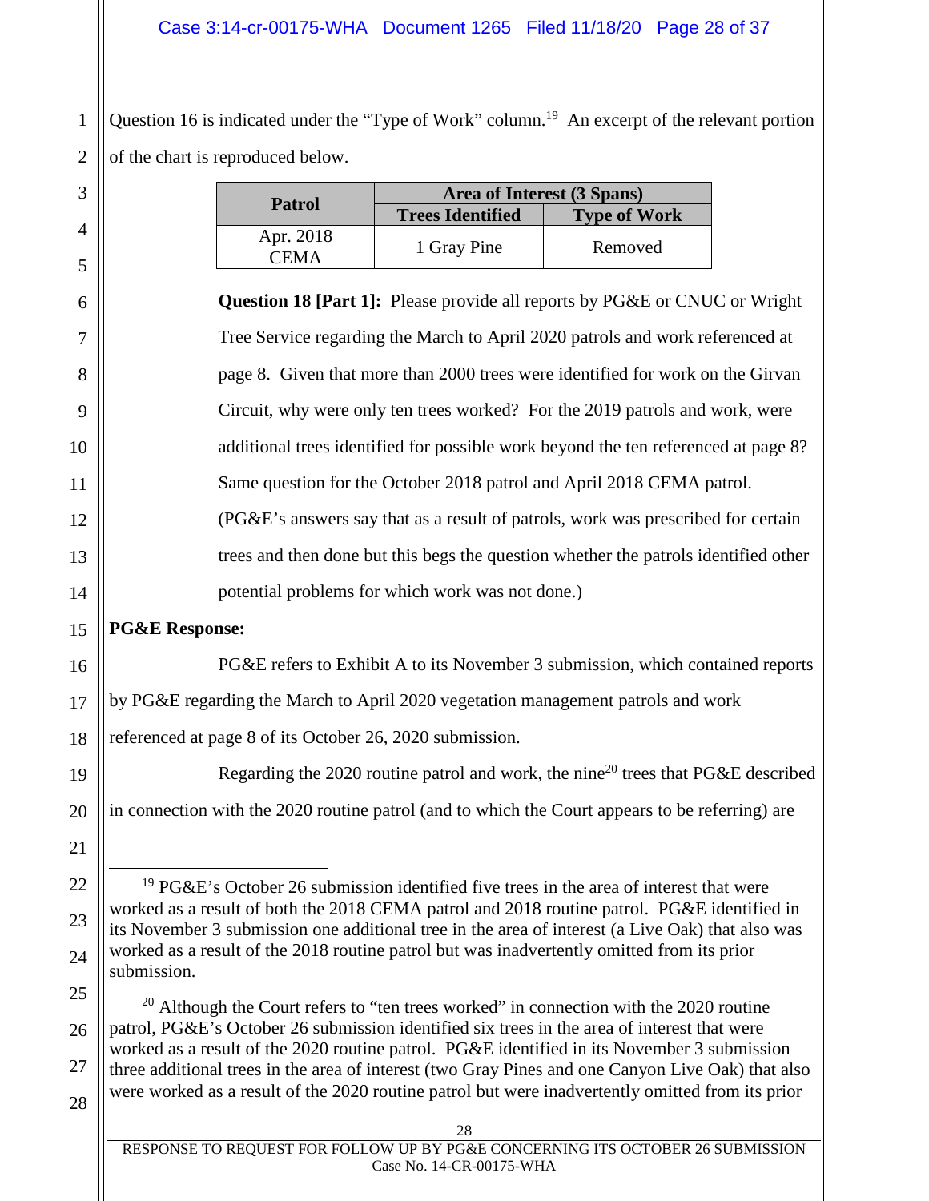Question 16 is indicated under the "Type of Work" column.[19] An excerpt of the relevant portion of the chart is reproduced below.

| Patrol | Area of Interest (3 Spans) | |
|---|---|---|
| | Trees Identified | Type of Work |
| Apr. 2018 CEMA | 1 Gray Pine | Removed |

> **Question 18 [Part 1]:** Please provide all reports by PG&E or CNUC or Wright Tree Service regarding the March to April 2020 patrols and work referenced at page 8. Given that more than 2000 trees were identified for work on the Girvan Circuit, why were only ten trees worked? For the 2019 patrols and work, were additional trees identified for possible work beyond the ten referenced at page 8? Same question for the October 2018 patrol and April 2018 CEMA patrol. (PG&E's answers say that as a result of patrols, work was prescribed for certain trees and then done but this begs the question whether the patrols identified other potential problems for which work was not done.)

**PG&E Response:**

PG&E refers to Exhibit A to its November 3 submission, which contained reports by PG&E regarding the March to April 2020 vegetation management patrols and work referenced at page 8 of its October 26, 2020 submission.

Regarding the 2020 routine patrol and work, the nine[20] trees that PG&E described in connection with the 2020 routine patrol (and to which the Court appears to be referring) are

---

[19] PG&E's October 26 submission identified five trees in the area of interest that were worked as a result of both the 2018 CEMA patrol and 2018 routine patrol. PG&E identified in its November 3 submission one additional tree in the area of interest (a Live Oak) that also was worked as a result of the 2018 routine patrol but was inadvertently omitted from its prior submission.

[20] Although the Court refers to "ten trees worked" in connection with the 2020 routine patrol, PG&E's October 26 submission identified six trees in the area of interest that were worked as a result of the 2020 routine patrol. PG&E identified in its November 3 submission three additional trees in the area of interest (two Gray Pines and one Canyon Live Oak) that also were worked as a result of the 2020 routine patrol but were inadvertently omitted from its prior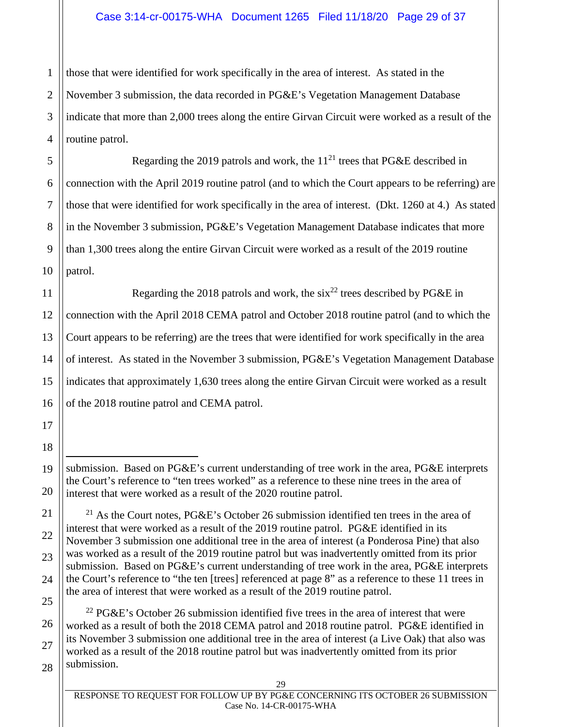those that were identified for work specifically in the area of interest. As stated in the November 3 submission, the data recorded in PG&E's Vegetation Management Database indicate that more than 2,000 trees along the entire Girvan Circuit were worked as a result of the routine patrol.

Regarding the 2019 patrols and work, the 11[21] trees that PG&E described in connection with the April 2019 routine patrol (and to which the Court appears to be referring) are those that were identified for work specifically in the area of interest. (Dkt. 1260 at 4.) As stated in the November 3 submission, PG&E's Vegetation Management Database indicates that more than 1,300 trees along the entire Girvan Circuit were worked as a result of the 2019 routine patrol.

Regarding the 2018 patrols and work, the six[22] trees described by PG&E in connection with the April 2018 CEMA patrol and October 2018 routine patrol (and to which the Court appears to be referring) are the trees that were identified for work specifically in the area of interest. As stated in the November 3 submission, PG&E's Vegetation Management Database indicates that approximately 1,630 trees along the entire Girvan Circuit were worked as a result of the 2018 routine patrol and CEMA patrol.

---

submission. Based on PG&E's current understanding of tree work in the area, PG&E interprets the Court's reference to "ten trees worked" as a reference to these nine trees in the area of interest that were worked as a result of the 2020 routine patrol.

[21] As the Court notes, PG&E's October 26 submission identified ten trees in the area of interest that were worked as a result of the 2019 routine patrol. PG&E identified in its November 3 submission one additional tree in the area of interest (a Ponderosa Pine) that also was worked as a result of the 2019 routine patrol but was inadvertently omitted from its prior submission. Based on PG&E's current understanding of tree work in the area, PG&E interprets the Court's reference to "the ten [trees] referenced at page 8" as a reference to these 11 trees in the area of interest that were worked as a result of the 2019 routine patrol.

[22] PG&E's October 26 submission identified five trees in the area of interest that were worked as a result of both the 2018 CEMA patrol and 2018 routine patrol. PG&E identified in its November 3 submission one additional tree in the area of interest (a Live Oak) that also was worked as a result of the 2018 routine patrol but was inadvertently omitted from its prior submission.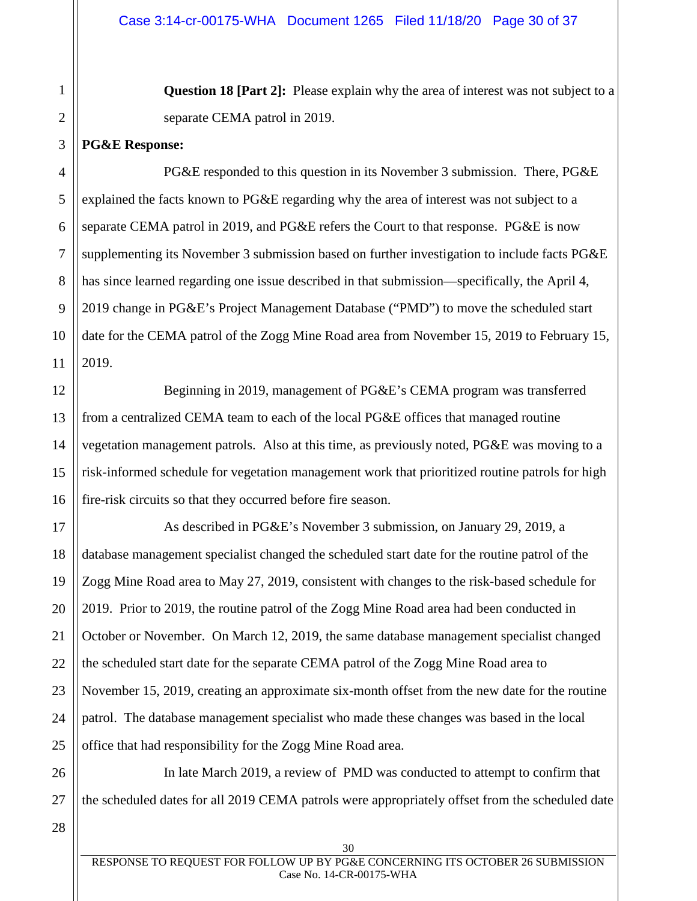**Question 18 [Part 2]:** Please explain why the area of interest was not subject to a separate CEMA patrol in 2019.

**PG&E Response:**

PG&E responded to this question in its November 3 submission. There, PG&E explained the facts known to PG&E regarding why the area of interest was not subject to a separate CEMA patrol in 2019, and PG&E refers the Court to that response. PG&E is now supplementing its November 3 submission based on further investigation to include facts PG&E has since learned regarding one issue described in that submission—specifically, the April 4, 2019 change in PG&E's Project Management Database ("PMD") to move the scheduled start date for the CEMA patrol of the Zogg Mine Road area from November 15, 2019 to February 15, 2019.

Beginning in 2019, management of PG&E's CEMA program was transferred from a centralized CEMA team to each of the local PG&E offices that managed routine vegetation management patrols. Also at this time, as previously noted, PG&E was moving to a risk-informed schedule for vegetation management work that prioritized routine patrols for high fire-risk circuits so that they occurred before fire season.

As described in PG&E's November 3 submission, on January 29, 2019, a database management specialist changed the scheduled start date for the routine patrol of the Zogg Mine Road area to May 27, 2019, consistent with changes to the risk-based schedule for 2019. Prior to 2019, the routine patrol of the Zogg Mine Road area had been conducted in October or November. On March 12, 2019, the same database management specialist changed the scheduled start date for the separate CEMA patrol of the Zogg Mine Road area to November 15, 2019, creating an approximate six-month offset from the new date for the routine patrol. The database management specialist who made these changes was based in the local office that had responsibility for the Zogg Mine Road area.

In late March 2019, a review of PMD was conducted to attempt to confirm that the scheduled dates for all 2019 CEMA patrols were appropriately offset from the scheduled date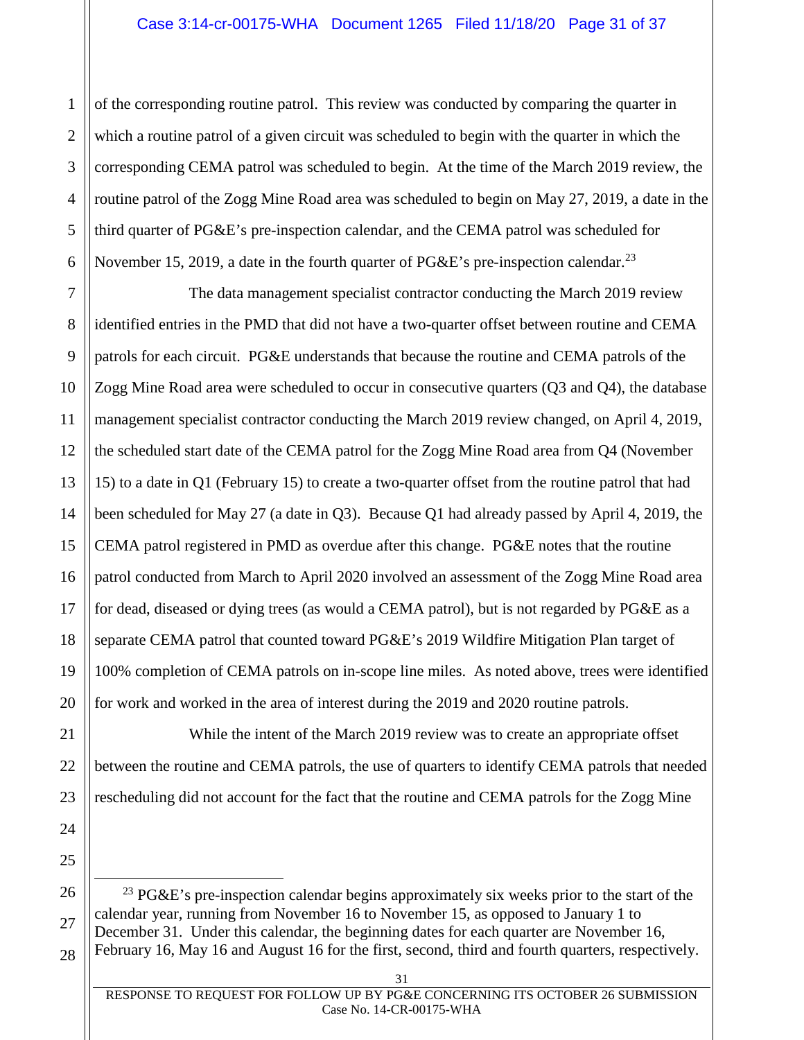of the corresponding routine patrol. This review was conducted by comparing the quarter in which a routine patrol of a given circuit was scheduled to begin with the quarter in which the corresponding CEMA patrol was scheduled to begin. At the time of the March 2019 review, the routine patrol of the Zogg Mine Road area was scheduled to begin on May 27, 2019, a date in the third quarter of PG&E's pre-inspection calendar, and the CEMA patrol was scheduled for November 15, 2019, a date in the fourth quarter of PG&E's pre-inspection calendar.[23]

The data management specialist contractor conducting the March 2019 review identified entries in the PMD that did not have a two-quarter offset between routine and CEMA patrols for each circuit. PG&E understands that because the routine and CEMA patrols of the Zogg Mine Road area were scheduled to occur in consecutive quarters (Q3 and Q4), the database management specialist contractor conducting the March 2019 review changed, on April 4, 2019, the scheduled start date of the CEMA patrol for the Zogg Mine Road area from Q4 (November 15) to a date in Q1 (February 15) to create a two-quarter offset from the routine patrol that had been scheduled for May 27 (a date in Q3). Because Q1 had already passed by April 4, 2019, the CEMA patrol registered in PMD as overdue after this change. PG&E notes that the routine patrol conducted from March to April 2020 involved an assessment of the Zogg Mine Road area for dead, diseased or dying trees (as would a CEMA patrol), but is not regarded by PG&E as a separate CEMA patrol that counted toward PG&E's 2019 Wildfire Mitigation Plan target of 100% completion of CEMA patrols on in-scope line miles. As noted above, trees were identified for work and worked in the area of interest during the 2019 and 2020 routine patrols.

While the intent of the March 2019 review was to create an appropriate offset between the routine and CEMA patrols, the use of quarters to identify CEMA patrols that needed rescheduling did not account for the fact that the routine and CEMA patrols for the Zogg Mine

[23] PG&E's pre-inspection calendar begins approximately six weeks prior to the start of the calendar year, running from November 16 to November 15, as opposed to January 1 to December 31. Under this calendar, the beginning dates for each quarter are November 16, February 16, May 16 and August 16 for the first, second, third and fourth quarters, respectively.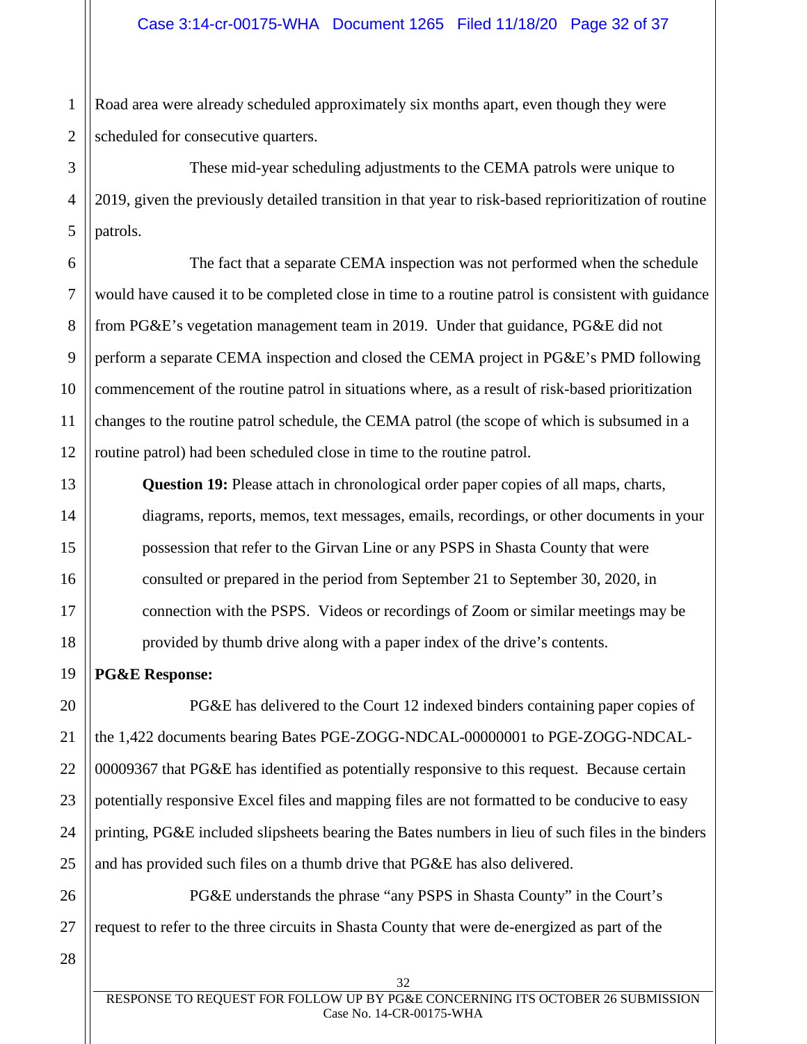Road area were already scheduled approximately six months apart, even though they were scheduled for consecutive quarters.

These mid-year scheduling adjustments to the CEMA patrols were unique to 2019, given the previously detailed transition in that year to risk-based reprioritization of routine patrols.

The fact that a separate CEMA inspection was not performed when the schedule would have caused it to be completed close in time to a routine patrol is consistent with guidance from PG&E's vegetation management team in 2019. Under that guidance, PG&E did not perform a separate CEMA inspection and closed the CEMA project in PG&E's PMD following commencement of the routine patrol in situations where, as a result of risk-based prioritization changes to the routine patrol schedule, the CEMA patrol (the scope of which is subsumed in a routine patrol) had been scheduled close in time to the routine patrol.

> **Question 19:** Please attach in chronological order paper copies of all maps, charts, diagrams, reports, memos, text messages, emails, recordings, or other documents in your possession that refer to the Girvan Line or any PSPS in Shasta County that were consulted or prepared in the period from September 21 to September 30, 2020, in connection with the PSPS. Videos or recordings of Zoom or similar meetings may be provided by thumb drive along with a paper index of the drive's contents.

**PG&E Response:**

PG&E has delivered to the Court 12 indexed binders containing paper copies of the 1,422 documents bearing Bates PGE-ZOGG-NDCAL-00000001 to PGE-ZOGG-NDCAL-00009367 that PG&E has identified as potentially responsive to this request. Because certain potentially responsive Excel files and mapping files are not formatted to be conducive to easy printing, PG&E included slipsheets bearing the Bates numbers in lieu of such files in the binders and has provided such files on a thumb drive that PG&E has also delivered.

PG&E understands the phrase "any PSPS in Shasta County" in the Court's request to refer to the three circuits in Shasta County that were de-energized as part of the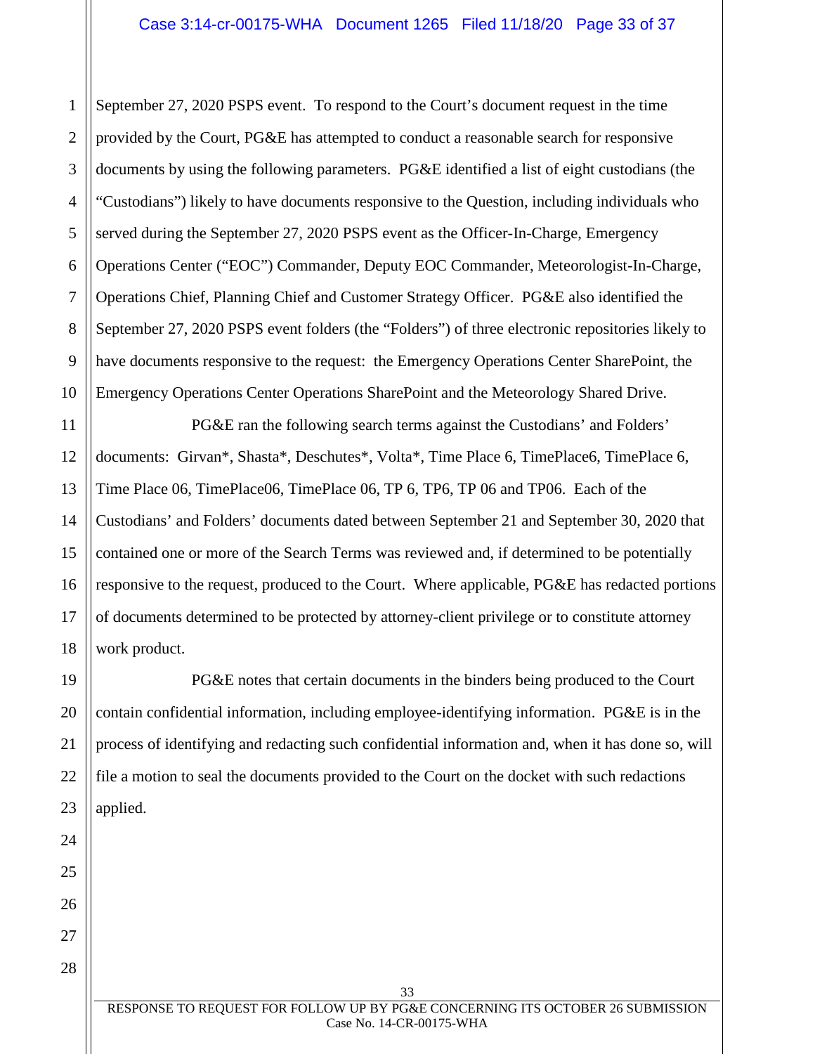September 27, 2020 PSPS event. To respond to the Court's document request in the time provided by the Court, PG&E has attempted to conduct a reasonable search for responsive documents by using the following parameters. PG&E identified a list of eight custodians (the "Custodians") likely to have documents responsive to the Question, including individuals who served during the September 27, 2020 PSPS event as the Officer-In-Charge, Emergency Operations Center ("EOC") Commander, Deputy EOC Commander, Meteorologist-In-Charge, Operations Chief, Planning Chief and Customer Strategy Officer. PG&E also identified the September 27, 2020 PSPS event folders (the "Folders") of three electronic repositories likely to have documents responsive to the request: the Emergency Operations Center SharePoint, the Emergency Operations Center Operations SharePoint and the Meteorology Shared Drive.

PG&E ran the following search terms against the Custodians' and Folders' documents: Girvan*, Shasta*, Deschutes*, Volta*, Time Place 6, TimePlace6, TimePlace 6, Time Place 06, TimePlace06, TimePlace 06, TP 6, TP6, TP 06 and TP06. Each of the Custodians' and Folders' documents dated between September 21 and September 30, 2020 that contained one or more of the Search Terms was reviewed and, if determined to be potentially responsive to the request, produced to the Court. Where applicable, PG&E has redacted portions of documents determined to be protected by attorney-client privilege or to constitute attorney work product.

PG&E notes that certain documents in the binders being produced to the Court contain confidential information, including employee-identifying information. PG&E is in the process of identifying and redacting such confidential information and, when it has done so, will file a motion to seal the documents provided to the Court on the docket with such redactions applied.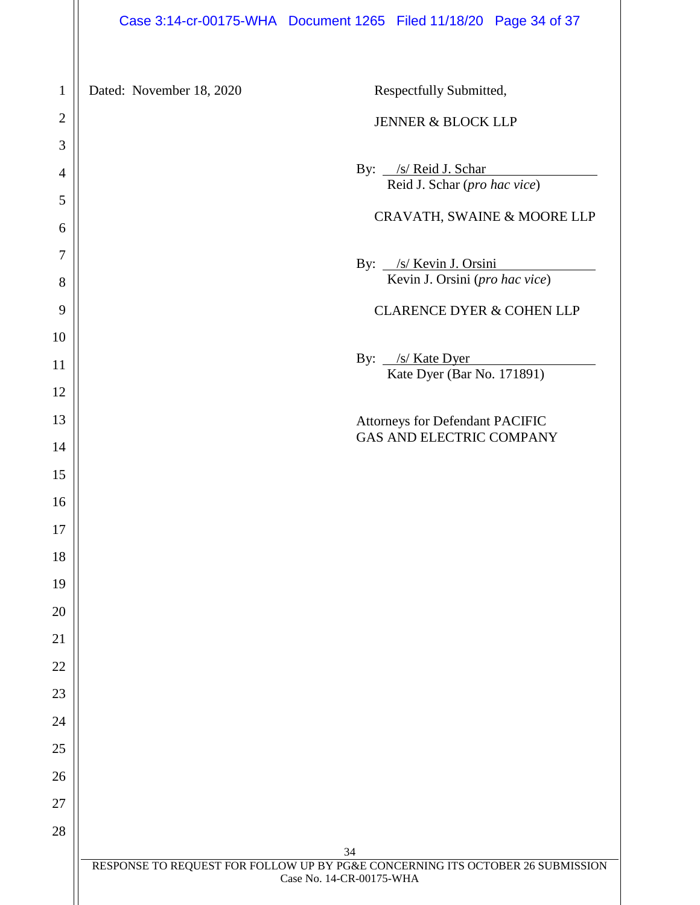Dated: November 18, 2020

Respectfully Submitted,

JENNER & BLOCK LLP

By: /s/ Reid J. Schar
Reid J. Schar (*pro hac vice*)

CRAVATH, SWAINE & MOORE LLP

By: /s/ Kevin J. Orsini
Kevin J. Orsini (*pro hac vice*)

CLARENCE DYER & COHEN LLP

By: /s/ Kate Dyer
Kate Dyer (Bar No. 171891)

Attorneys for Defendant PACIFIC GAS AND ELECTRIC COMPANY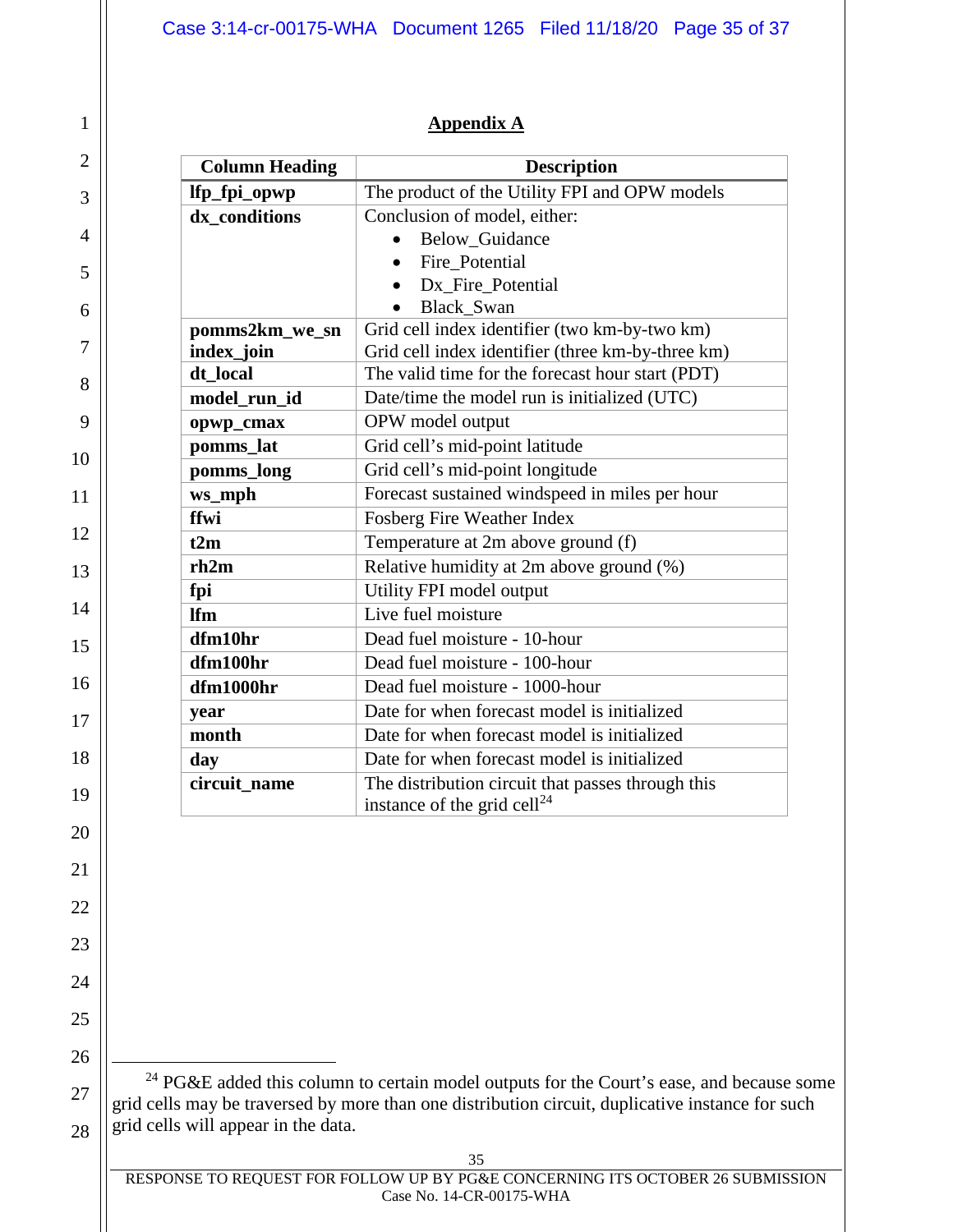## Appendix A

| Column Heading | Description |
|---|---|
| **lfp_fpi_opwp** | The product of the Utility FPI and OPW models |
| **dx_conditions** | Conclusion of model, either: <br>• Below_Guidance <br>• Fire_Potential <br>• Dx_Fire_Potential <br>• Black_Swan |
| **pomms2km_we_sn** | Grid cell index identifier (two km-by-two km) |
| **index_join** | Grid cell index identifier (three km-by-three km) |
| **dt_local** | The valid time for the forecast hour start (PDT) |
| **model_run_id** | Date/time the model run is initialized (UTC) |
| **opwp_cmax** | OPW model output |
| **pomms_lat** | Grid cell's mid-point latitude |
| **pomms_long** | Grid cell's mid-point longitude |
| **ws_mph** | Forecast sustained windspeed in miles per hour |
| **ffwi** | Fosberg Fire Weather Index |
| **t2m** | Temperature at 2m above ground (f) |
| **rh2m** | Relative humidity at 2m above ground (%) |
| **fpi** | Utility FPI model output |
| **lfm** | Live fuel moisture |
| **dfm10hr** | Dead fuel moisture - 10-hour |
| **dfm100hr** | Dead fuel moisture - 100-hour |
| **dfm1000hr** | Dead fuel moisture - 1000-hour |
| **year** | Date for when forecast model is initialized |
| **month** | Date for when forecast model is initialized |
| **day** | Date for when forecast model is initialized |
| **circuit_name** | The distribution circuit that passes through this instance of the grid cell[24] |

[24] PG&E added this column to certain model outputs for the Court's ease, and because some grid cells may be traversed by more than one distribution circuit, duplicative instance for such grid cells will appear in the data.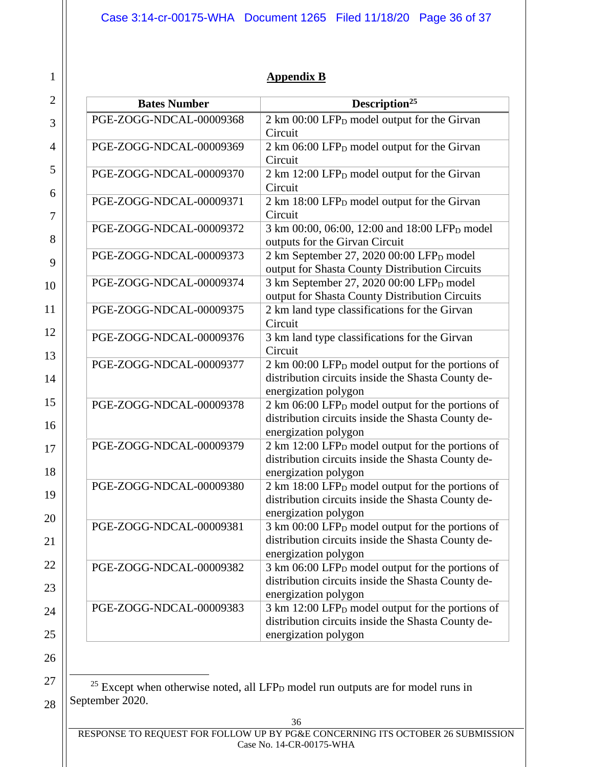## Appendix B

| Bates Number | Description[25] |
|---|---|
| PGE-ZOGG-NDCAL-00009368 | 2 km 00:00 $LFP_D$ model output for the Girvan Circuit |
| PGE-ZOGG-NDCAL-00009369 | 2 km 06:00 $LFP_D$ model output for the Girvan Circuit |
| PGE-ZOGG-NDCAL-00009370 | 2 km 12:00 $LFP_D$ model output for the Girvan Circuit |
| PGE-ZOGG-NDCAL-00009371 | 2 km 18:00 $LFP_D$ model output for the Girvan Circuit |
| PGE-ZOGG-NDCAL-00009372 | 3 km 00:00, 06:00, 12:00 and 18:00 $LFP_D$ model outputs for the Girvan Circuit |
| PGE-ZOGG-NDCAL-00009373 | 2 km September 27, 2020 00:00 $LFP_D$ model output for Shasta County Distribution Circuits |
| PGE-ZOGG-NDCAL-00009374 | 3 km September 27, 2020 00:00 $LFP_D$ model output for Shasta County Distribution Circuits |
| PGE-ZOGG-NDCAL-00009375 | 2 km land type classifications for the Girvan Circuit |
| PGE-ZOGG-NDCAL-00009376 | 3 km land type classifications for the Girvan Circuit |
| PGE-ZOGG-NDCAL-00009377 | 2 km 00:00 $LFP_D$ model output for the portions of distribution circuits inside the Shasta County de-energization polygon |
| PGE-ZOGG-NDCAL-00009378 | 2 km 06:00 $LFP_D$ model output for the portions of distribution circuits inside the Shasta County de-energization polygon |
| PGE-ZOGG-NDCAL-00009379 | 2 km 12:00 $LFP_D$ model output for the portions of distribution circuits inside the Shasta County de-energization polygon |
| PGE-ZOGG-NDCAL-00009380 | 2 km 18:00 $LFP_D$ model output for the portions of distribution circuits inside the Shasta County de-energization polygon |
| PGE-ZOGG-NDCAL-00009381 | 3 km 00:00 $LFP_D$ model output for the portions of distribution circuits inside the Shasta County de-energization polygon |
| PGE-ZOGG-NDCAL-00009382 | 3 km 06:00 $LFP_D$ model output for the portions of distribution circuits inside the Shasta County de-energization polygon |
| PGE-ZOGG-NDCAL-00009383 | 3 km 12:00 $LFP_D$ model output for the portions of distribution circuits inside the Shasta County de-energization polygon |

[25] Except when otherwise noted, all $LFP_D$ model run outputs are for model runs in September 2020.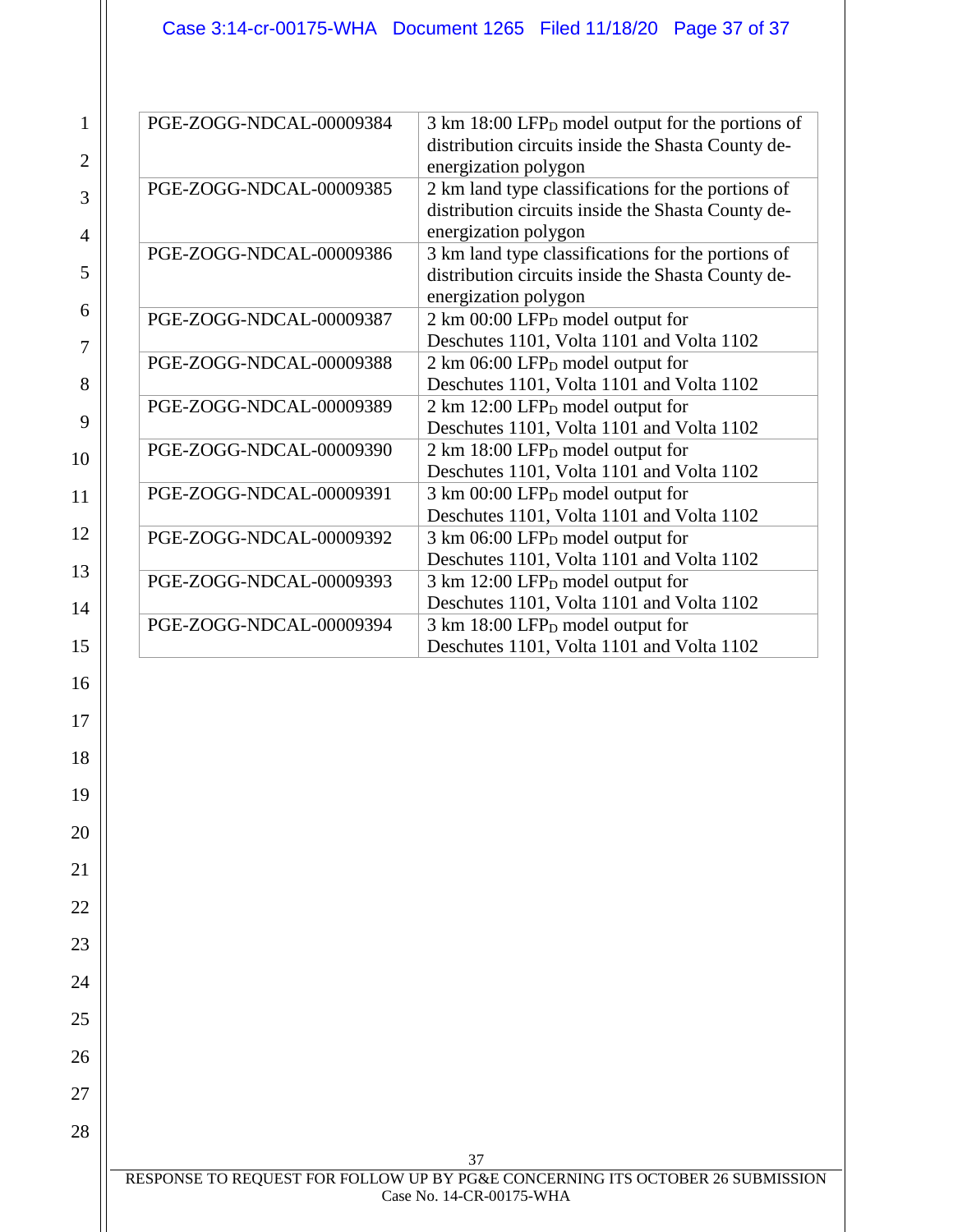| | |
|---|---|
| PGE-ZOGG-NDCAL-00009384 | 3 km 18:00 $LFP_D$ model output for the portions of distribution circuits inside the Shasta County de-energization polygon |
| PGE-ZOGG-NDCAL-00009385 | 2 km land type classifications for the portions of distribution circuits inside the Shasta County de-energization polygon |
| PGE-ZOGG-NDCAL-00009386 | 3 km land type classifications for the portions of distribution circuits inside the Shasta County de-energization polygon |
| PGE-ZOGG-NDCAL-00009387 | 2 km 00:00 $LFP_D$ model output for Deschutes 1101, Volta 1101 and Volta 1102 |
| PGE-ZOGG-NDCAL-00009388 | 2 km 06:00 $LFP_D$ model output for Deschutes 1101, Volta 1101 and Volta 1102 |
| PGE-ZOGG-NDCAL-00009389 | 2 km 12:00 $LFP_D$ model output for Deschutes 1101, Volta 1101 and Volta 1102 |
| PGE-ZOGG-NDCAL-00009390 | 2 km 18:00 $LFP_D$ model output for Deschutes 1101, Volta 1101 and Volta 1102 |
| PGE-ZOGG-NDCAL-00009391 | 3 km 00:00 $LFP_D$ model output for Deschutes 1101, Volta 1101 and Volta 1102 |
| PGE-ZOGG-NDCAL-00009392 | 3 km 06:00 $LFP_D$ model output for Deschutes 1101, Volta 1101 and Volta 1102 |
| PGE-ZOGG-NDCAL-00009393 | 3 km 12:00 $LFP_D$ model output for Deschutes 1101, Volta 1101 and Volta 1102 |
| PGE-ZOGG-NDCAL-00009394 | 3 km 18:00 $LFP_D$ model output for Deschutes 1101, Volta 1101 and Volta 1102 |